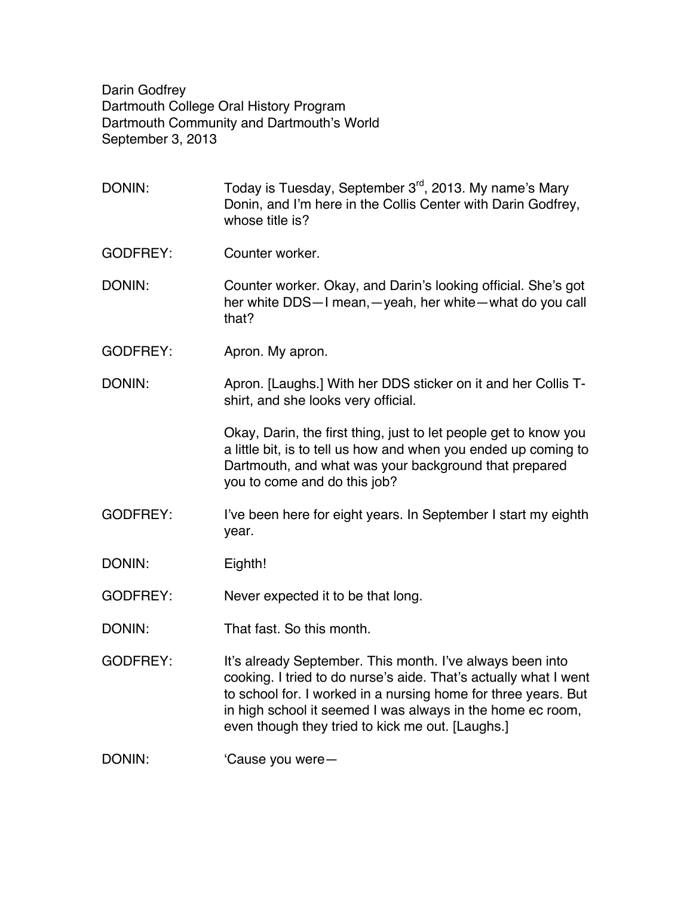Darin Godfrey
Dartmouth College Oral History Program
Dartmouth Community and Dartmouth's World
September 3, 2013

DONIN: Today is Tuesday, September 3rd, 2013. My name's Mary Donin, and I'm here in the Collis Center with Darin Godfrey, whose title is?

GODFREY: Counter worker.

DONIN: Counter worker. Okay, and Darin's looking official. She's got her white DDS—I mean,—yeah, her white—what do you call that?

GODFREY: Apron. My apron.

DONIN: Apron. [Laughs.] With her DDS sticker on it and her Collis T-shirt, and she looks very official.

Okay, Darin, the first thing, just to let people get to know you a little bit, is to tell us how and when you ended up coming to Dartmouth, and what was your background that prepared you to come and do this job?

GODFREY: I've been here for eight years. In September I start my eighth year.

DONIN: Eighth!

GODFREY: Never expected it to be that long.

DONIN: That fast. So this month.

GODFREY: It's already September. This month. I've always been into cooking. I tried to do nurse's aide. That's actually what I went to school for. I worked in a nursing home for three years. But in high school it seemed I was always in the home ec room, even though they tried to kick me out. [Laughs.]

DONIN: 'Cause you were—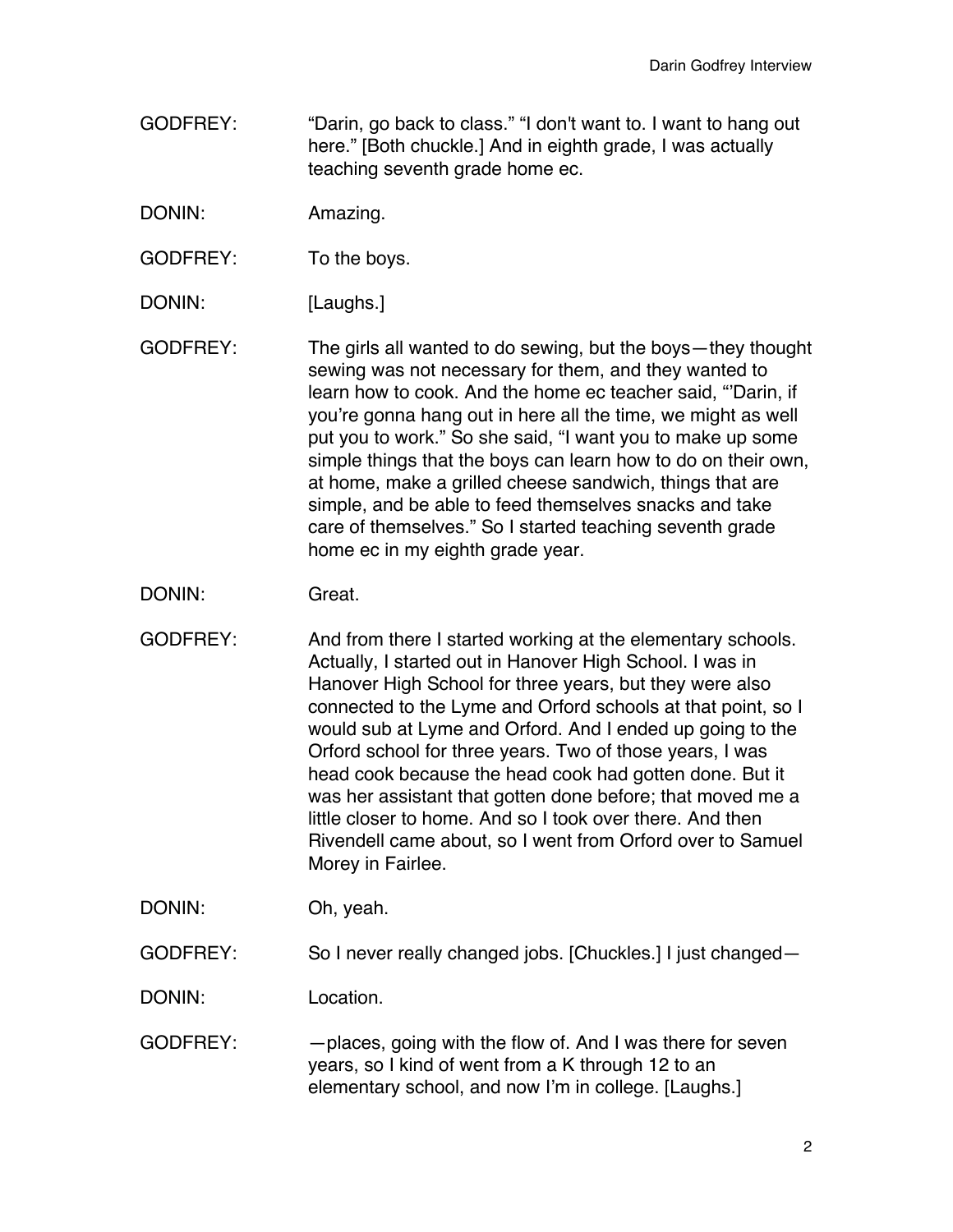GODFREY: "Darin, go back to class." "I don't want to. I want to hang out here." [Both chuckle.] And in eighth grade, I was actually teaching seventh grade home ec.

DONIN: Amazing.

GODFREY: To the boys.

DONIN: [Laughs.]

GODFREY: The girls all wanted to do sewing, but the boys—they thought sewing was not necessary for them, and they wanted to learn how to cook. And the home ec teacher said, "'Darin, if you're gonna hang out in here all the time, we might as well put you to work." So she said, "I want you to make up some simple things that the boys can learn how to do on their own, at home, make a grilled cheese sandwich, things that are simple, and be able to feed themselves snacks and take care of themselves." So I started teaching seventh grade home ec in my eighth grade year.

DONIN: Great.

GODFREY: And from there I started working at the elementary schools. Actually, I started out in Hanover High School. I was in Hanover High School for three years, but they were also connected to the Lyme and Orford schools at that point, so I would sub at Lyme and Orford. And I ended up going to the Orford school for three years. Two of those years, I was head cook because the head cook had gotten done. But it was her assistant that gotten done before; that moved me a little closer to home. And so I took over there. And then Rivendell came about, so I went from Orford over to Samuel Morey in Fairlee.

DONIN: Oh, yeah.

GODFREY: So I never really changed jobs. [Chuckles.] I just changed—

DONIN: Location.

GODFREY: —places, going with the flow of. And I was there for seven years, so I kind of went from a K through 12 to an elementary school, and now I'm in college. [Laughs.]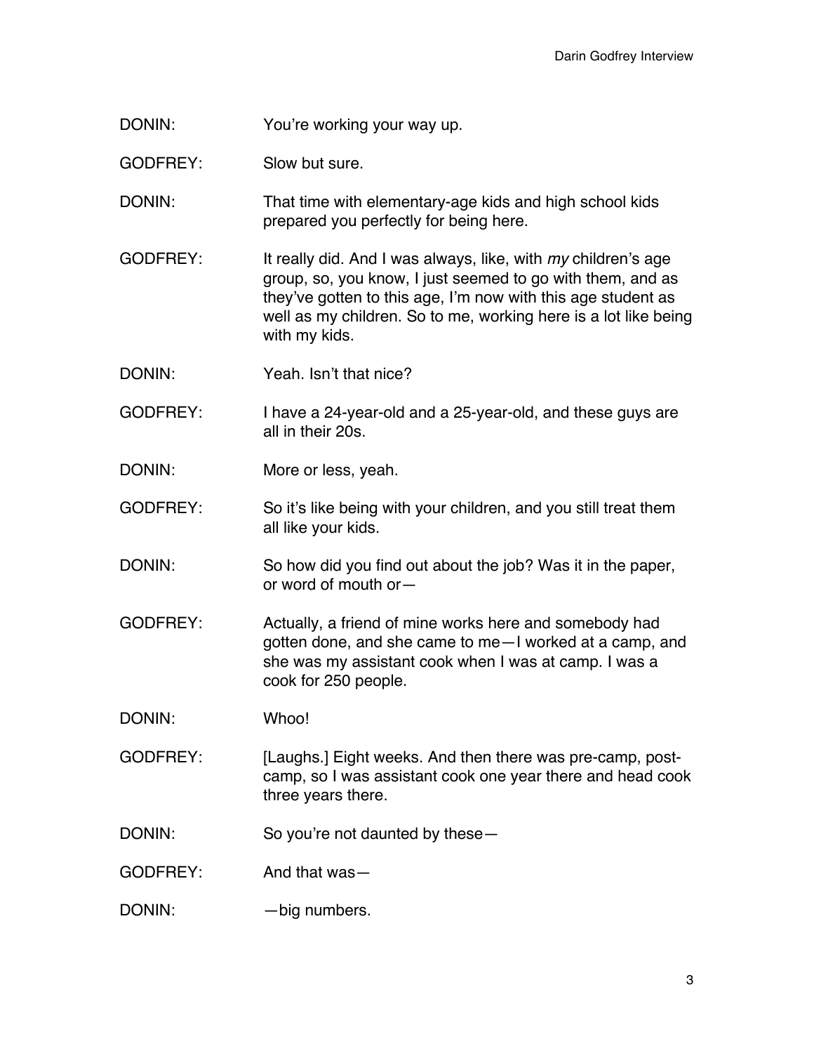DONIN: You're working your way up.

GODFREY: Slow but sure.

DONIN: That time with elementary-age kids and high school kids prepared you perfectly for being here.

GODFREY: It really did. And I was always, like, with *my* children's age group, so, you know, I just seemed to go with them, and as they've gotten to this age, I'm now with this age student as well as my children. So to me, working here is a lot like being with my kids.

DONIN: Yeah. Isn't that nice?

GODFREY: I have a 24-year-old and a 25-year-old, and these guys are all in their 20s.

DONIN: More or less, yeah.

GODFREY: So it's like being with your children, and you still treat them all like your kids.

DONIN: So how did you find out about the job? Was it in the paper, or word of mouth or—

GODFREY: Actually, a friend of mine works here and somebody had gotten done, and she came to me—I worked at a camp, and she was my assistant cook when I was at camp. I was a cook for 250 people.

DONIN: Whoo!

GODFREY: [Laughs.] Eight weeks. And then there was pre-camp, post-camp, so I was assistant cook one year there and head cook three years there.

DONIN: So you're not daunted by these—

GODFREY: And that was—

DONIN: —big numbers.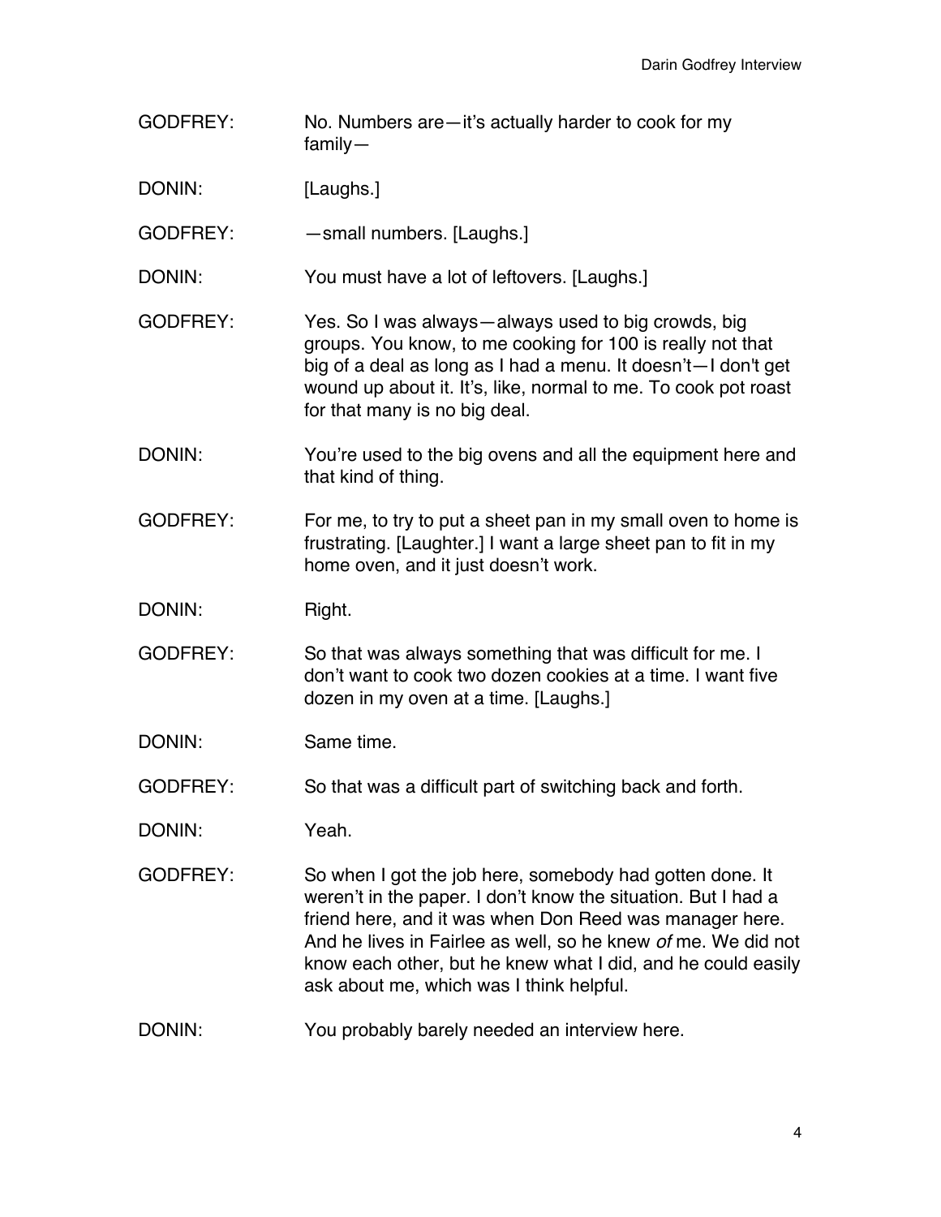GODFREY: No. Numbers are—it's actually harder to cook for my family—

DONIN: [Laughs.]

GODFREY: —small numbers. [Laughs.]

DONIN: You must have a lot of leftovers. [Laughs.]

GODFREY: Yes. So I was always—always used to big crowds, big groups. You know, to me cooking for 100 is really not that big of a deal as long as I had a menu. It doesn't—I don't get wound up about it. It's, like, normal to me. To cook pot roast for that many is no big deal.

DONIN: You're used to the big ovens and all the equipment here and that kind of thing.

GODFREY: For me, to try to put a sheet pan in my small oven to home is frustrating. [Laughter.] I want a large sheet pan to fit in my home oven, and it just doesn't work.

DONIN: Right.

GODFREY: So that was always something that was difficult for me. I don't want to cook two dozen cookies at a time. I want five dozen in my oven at a time. [Laughs.]

DONIN: Same time.

GODFREY: So that was a difficult part of switching back and forth.

DONIN: Yeah.

GODFREY: So when I got the job here, somebody had gotten done. It weren't in the paper. I don't know the situation. But I had a friend here, and it was when Don Reed was manager here. And he lives in Fairlee as well, so he knew *of* me. We did not know each other, but he knew what I did, and he could easily ask about me, which was I think helpful.

DONIN: You probably barely needed an interview here.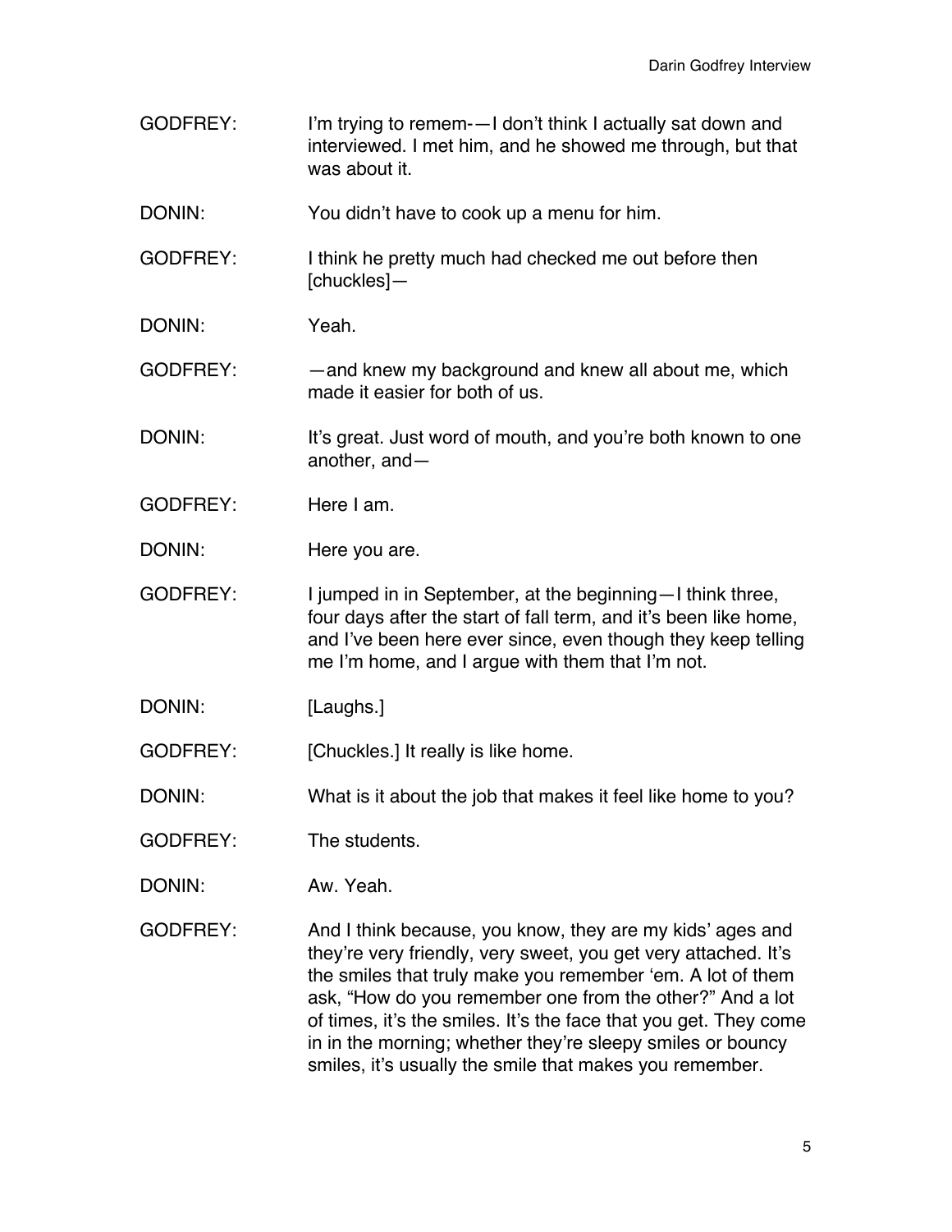GODFREY: I'm trying to remem-—I don't think I actually sat down and interviewed. I met him, and he showed me through, but that was about it.

DONIN: You didn't have to cook up a menu for him.

GODFREY: I think he pretty much had checked me out before then [chuckles]—

DONIN: Yeah.

GODFREY: —and knew my background and knew all about me, which made it easier for both of us.

DONIN: It's great. Just word of mouth, and you're both known to one another, and—

GODFREY: Here I am.

DONIN: Here you are.

GODFREY: I jumped in in September, at the beginning—I think three, four days after the start of fall term, and it's been like home, and I've been here ever since, even though they keep telling me I'm home, and I argue with them that I'm not.

DONIN: [Laughs.]

GODFREY: [Chuckles.] It really is like home.

DONIN: What is it about the job that makes it feel like home to you?

GODFREY: The students.

DONIN: Aw. Yeah.

GODFREY: And I think because, you know, they are my kids' ages and they're very friendly, very sweet, you get very attached. It's the smiles that truly make you remember 'em. A lot of them ask, "How do you remember one from the other?" And a lot of times, it's the smiles. It's the face that you get. They come in in the morning; whether they're sleepy smiles or bouncy smiles, it's usually the smile that makes you remember.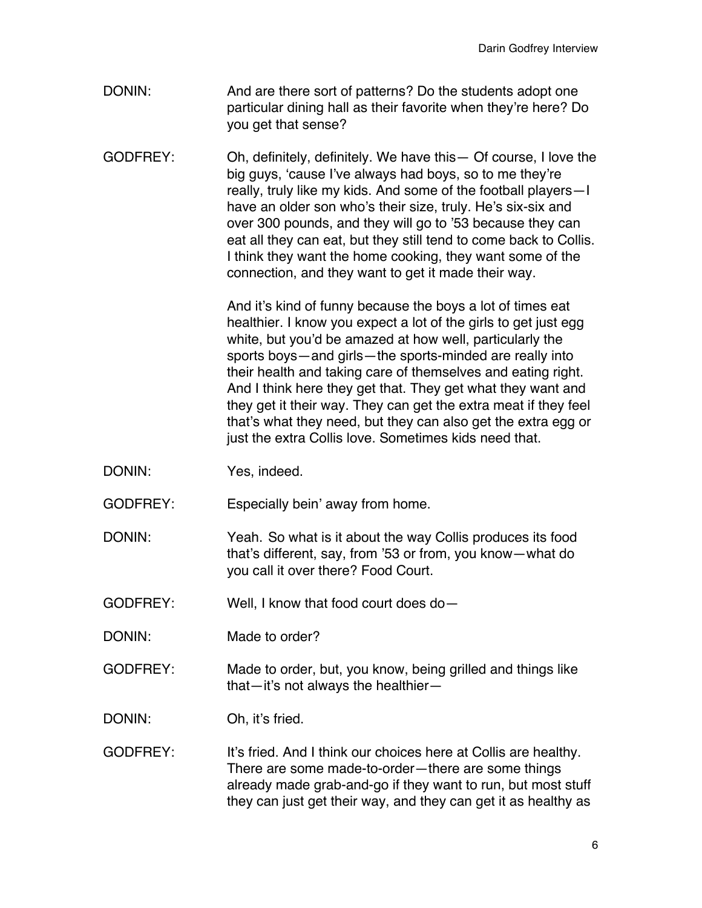DONIN: And are there sort of patterns? Do the students adopt one particular dining hall as their favorite when they're here? Do you get that sense?

GODFREY: Oh, definitely, definitely. We have this— Of course, I love the big guys, 'cause I've always had boys, so to me they're really, truly like my kids. And some of the football players—I have an older son who's their size, truly. He's six-six and over 300 pounds, and they will go to '53 because they can eat all they can eat, but they still tend to come back to Collis. I think they want the home cooking, they want some of the connection, and they want to get it made their way.

And it's kind of funny because the boys a lot of times eat healthier. I know you expect a lot of the girls to get just egg white, but you'd be amazed at how well, particularly the sports boys—and girls—the sports-minded are really into their health and taking care of themselves and eating right. And I think here they get that. They get what they want and they get it their way. They can get the extra meat if they feel that's what they need, but they can also get the extra egg or just the extra Collis love. Sometimes kids need that.

DONIN: Yes, indeed.

GODFREY: Especially bein' away from home.

DONIN: Yeah. So what is it about the way Collis produces its food that's different, say, from '53 or from, you know—what do you call it over there? Food Court.

GODFREY: Well, I know that food court does do—

DONIN: Made to order?

GODFREY: Made to order, but, you know, being grilled and things like that—it's not always the healthier—

DONIN: Oh, it's fried.

GODFREY: It's fried. And I think our choices here at Collis are healthy. There are some made-to-order—there are some things already made grab-and-go if they want to run, but most stuff they can just get their way, and they can get it as healthy as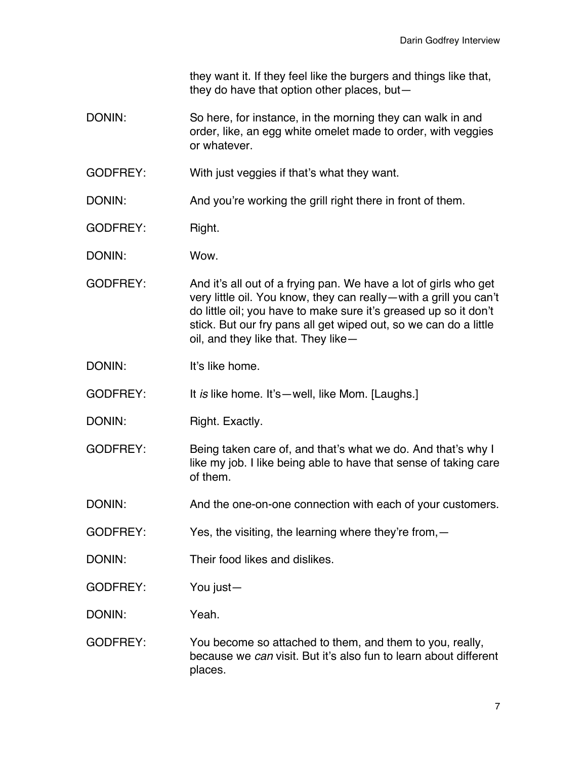they want it. If they feel like the burgers and things like that, they do have that option other places, but—

DONIN: So here, for instance, in the morning they can walk in and order, like, an egg white omelet made to order, with veggies or whatever.

GODFREY: With just veggies if that's what they want.

DONIN: And you're working the grill right there in front of them.

GODFREY: Right.

DONIN: Wow.

GODFREY: And it's all out of a frying pan. We have a lot of girls who get very little oil. You know, they can really—with a grill you can't do little oil; you have to make sure it's greased up so it don't stick. But our fry pans all get wiped out, so we can do a little oil, and they like that. They like—

DONIN: It's like home.

GODFREY: It *is* like home. It's—well, like Mom. [Laughs.]

DONIN: Right. Exactly.

GODFREY: Being taken care of, and that's what we do. And that's why I like my job. I like being able to have that sense of taking care of them.

DONIN: And the one-on-one connection with each of your customers.

GODFREY: Yes, the visiting, the learning where they're from,—

DONIN: Their food likes and dislikes.

GODFREY: You just—

DONIN: Yeah.

GODFREY: You become so attached to them, and them to you, really, because we *can* visit. But it's also fun to learn about different places.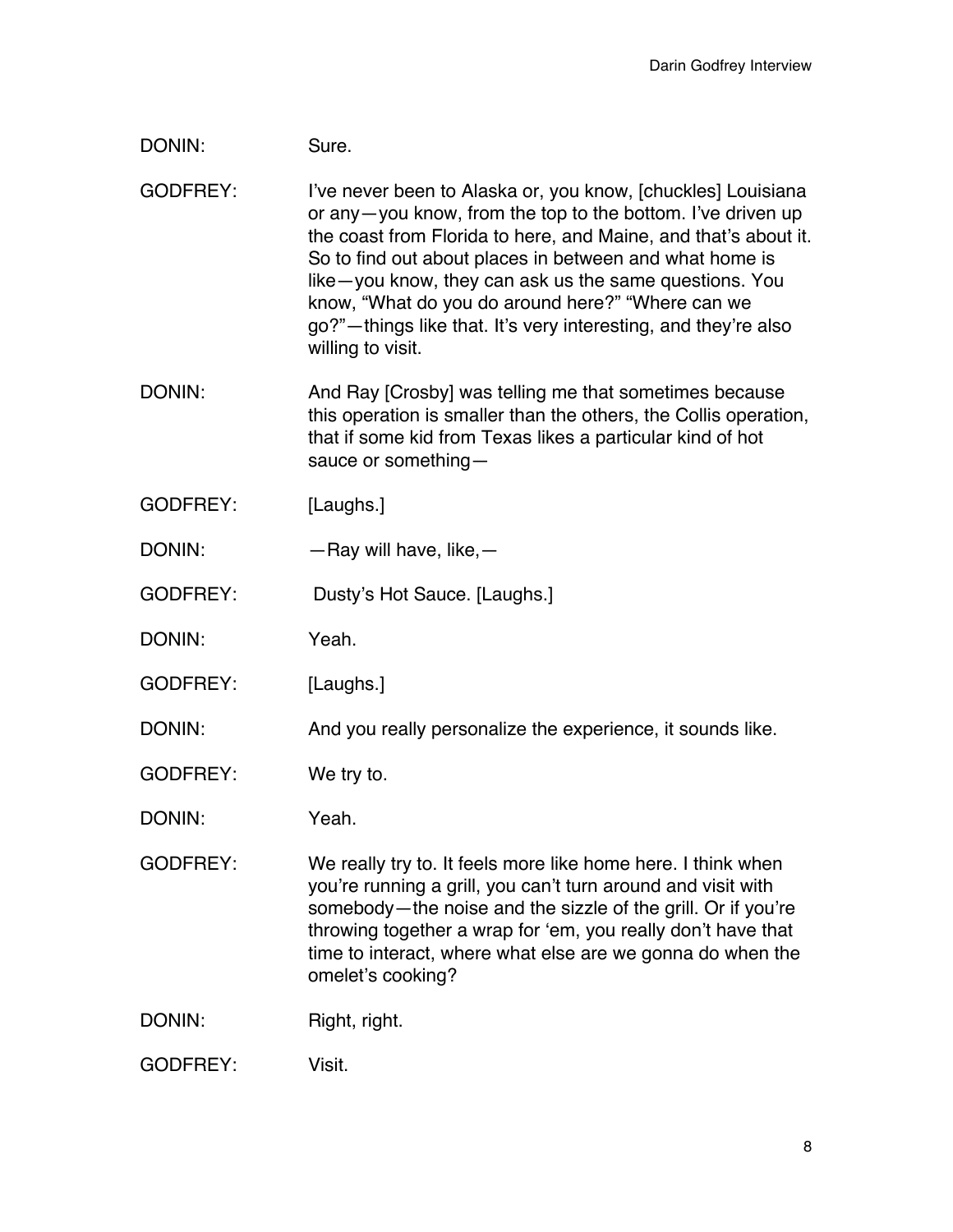DONIN: Sure.

GODFREY: I've never been to Alaska or, you know, [chuckles] Louisiana or any—you know, from the top to the bottom. I've driven up the coast from Florida to here, and Maine, and that's about it. So to find out about places in between and what home is like—you know, they can ask us the same questions. You know, "What do you do around here?" "Where can we go?"—things like that. It's very interesting, and they're also willing to visit.

DONIN: And Ray [Crosby] was telling me that sometimes because this operation is smaller than the others, the Collis operation, that if some kid from Texas likes a particular kind of hot sauce or something—

GODFREY: [Laughs.]

DONIN: —Ray will have, like,—

GODFREY: Dusty's Hot Sauce. [Laughs.]

DONIN: Yeah.

GODFREY: [Laughs.]

DONIN: And you really personalize the experience, it sounds like.

GODFREY: We try to.

DONIN: Yeah.

GODFREY: We really try to. It feels more like home here. I think when you're running a grill, you can't turn around and visit with somebody—the noise and the sizzle of the grill. Or if you're throwing together a wrap for 'em, you really don't have that time to interact, where what else are we gonna do when the omelet's cooking?

DONIN: Right, right.

GODFREY: Visit.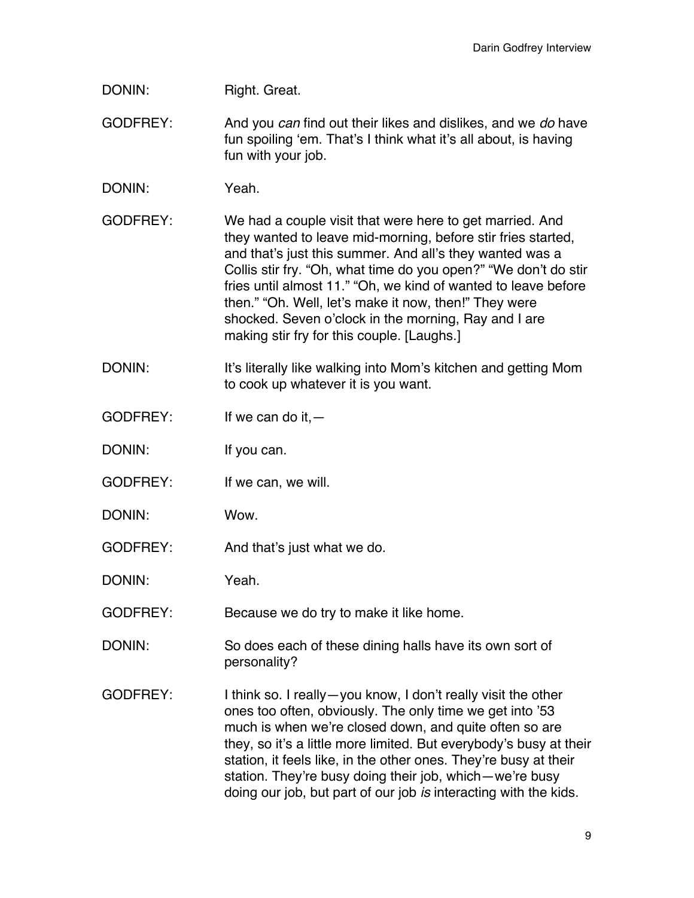DONIN: Right. Great.

GODFREY: And you *can* find out their likes and dislikes, and we *do* have fun spoiling 'em. That's I think what it's all about, is having fun with your job.

DONIN: Yeah.

GODFREY: We had a couple visit that were here to get married. And they wanted to leave mid-morning, before stir fries started, and that's just this summer. And all's they wanted was a Collis stir fry. "Oh, what time do you open?" "We don't do stir fries until almost 11." "Oh, we kind of wanted to leave before then." "Oh. Well, let's make it now, then!" They were shocked. Seven o'clock in the morning, Ray and I are making stir fry for this couple. [Laughs.]

DONIN: It's literally like walking into Mom's kitchen and getting Mom to cook up whatever it is you want.

GODFREY: If we can do it,—

DONIN: If you can.

GODFREY: If we can, we will.

DONIN: Wow.

GODFREY: And that's just what we do.

DONIN: Yeah.

GODFREY: Because we do try to make it like home.

DONIN: So does each of these dining halls have its own sort of personality?

GODFREY: I think so. I really—you know, I don't really visit the other ones too often, obviously. The only time we get into '53 much is when we're closed down, and quite often so are they, so it's a little more limited. But everybody's busy at their station, it feels like, in the other ones. They're busy at their station. They're busy doing their job, which—we're busy doing our job, but part of our job *is* interacting with the kids.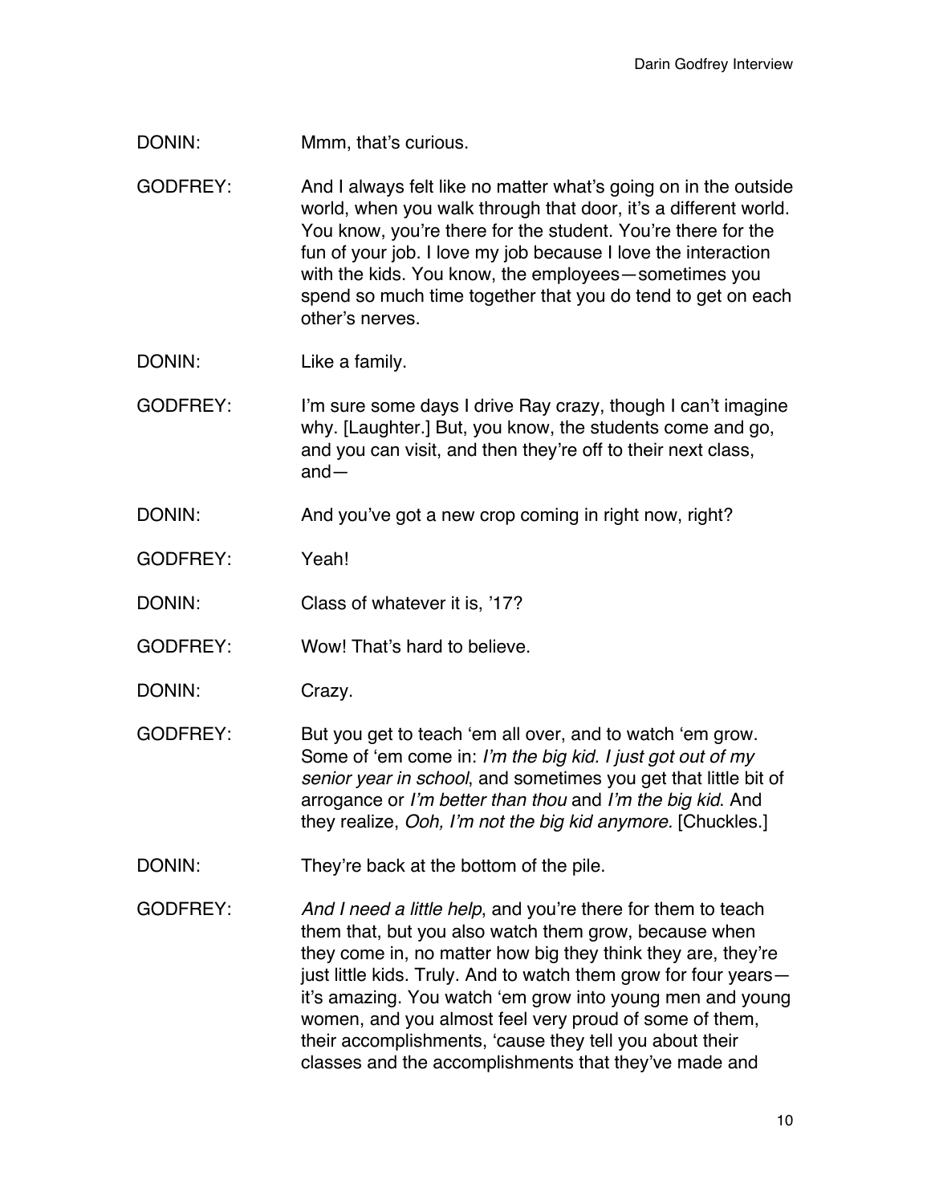DONIN: Mmm, that's curious.

GODFREY: And I always felt like no matter what's going on in the outside world, when you walk through that door, it's a different world. You know, you're there for the student. You're there for the fun of your job. I love my job because I love the interaction with the kids. You know, the employees—sometimes you spend so much time together that you do tend to get on each other's nerves.

DONIN: Like a family.

GODFREY: I'm sure some days I drive Ray crazy, though I can't imagine why. [Laughter.] But, you know, the students come and go, and you can visit, and then they're off to their next class, and—

DONIN: And you've got a new crop coming in right now, right?

GODFREY: Yeah!

DONIN: Class of whatever it is, '17?

GODFREY: Wow! That's hard to believe.

DONIN: Crazy.

GODFREY: But you get to teach 'em all over, and to watch 'em grow. Some of 'em come in: *I'm the big kid. I just got out of my senior year in school*, and sometimes you get that little bit of arrogance or *I'm better than thou* and *I'm the big kid*. And they realize, *Ooh, I'm not the big kid anymore.* [Chuckles.]

DONIN: They're back at the bottom of the pile.

GODFREY: *And I need a little help*, and you're there for them to teach them that, but you also watch them grow, because when they come in, no matter how big they think they are, they're just little kids. Truly. And to watch them grow for four years—it's amazing. You watch 'em grow into young men and young women, and you almost feel very proud of some of them, their accomplishments, 'cause they tell you about their classes and the accomplishments that they've made and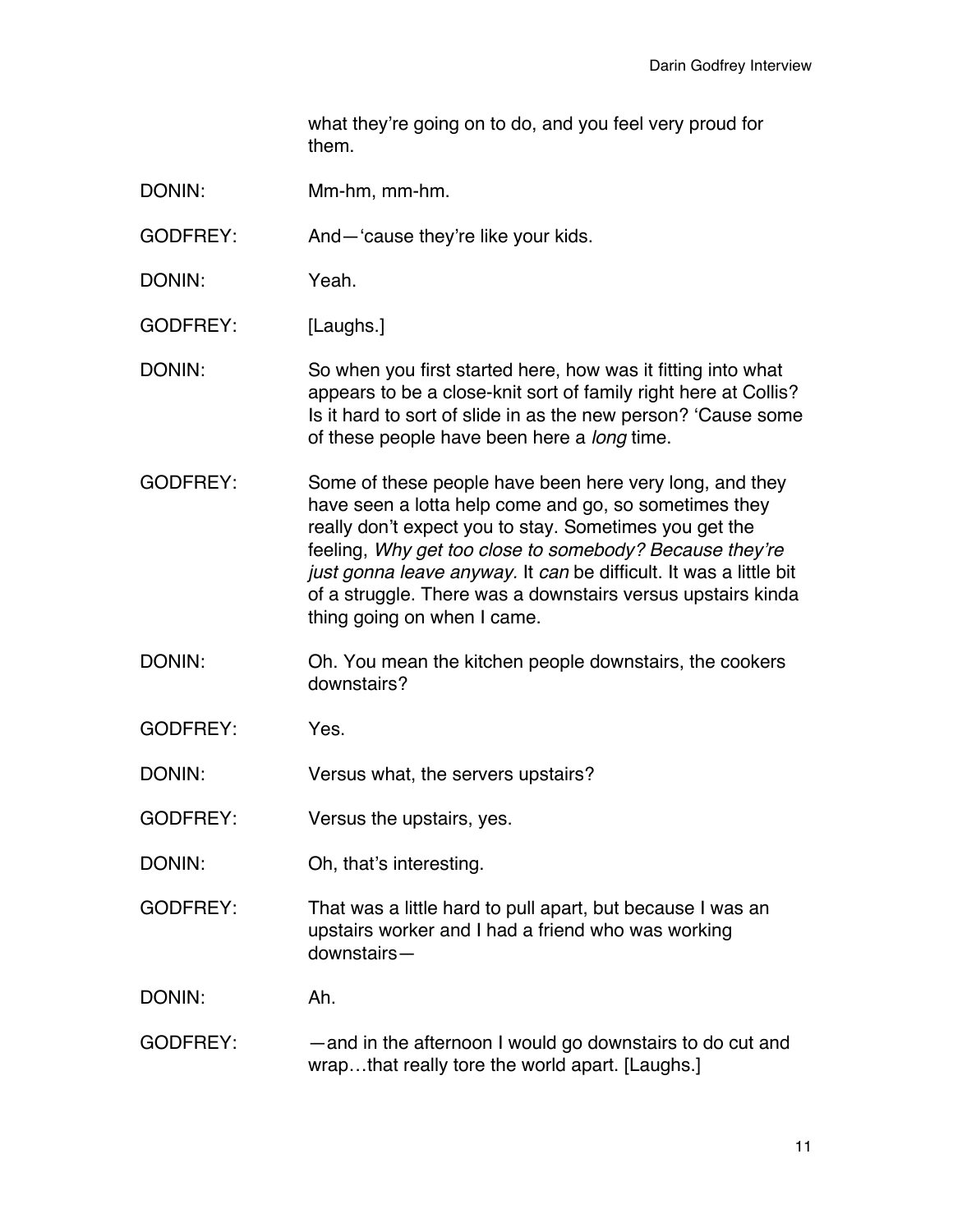what they're going on to do, and you feel very proud for them.

DONIN: Mm-hm, mm-hm.

GODFREY: And—'cause they're like your kids.

DONIN: Yeah.

GODFREY: [Laughs.]

DONIN: So when you first started here, how was it fitting into what appears to be a close-knit sort of family right here at Collis? Is it hard to sort of slide in as the new person? 'Cause some of these people have been here a *long* time.

GODFREY: Some of these people have been here very long, and they have seen a lotta help come and go, so sometimes they really don't expect you to stay. Sometimes you get the feeling, *Why get too close to somebody? Because they're just gonna leave anyway.* It *can* be difficult. It was a little bit of a struggle. There was a downstairs versus upstairs kinda thing going on when I came.

DONIN: Oh. You mean the kitchen people downstairs, the cookers downstairs?

GODFREY: Yes.

DONIN: Versus what, the servers upstairs?

GODFREY: Versus the upstairs, yes.

DONIN: Oh, that's interesting.

GODFREY: That was a little hard to pull apart, but because I was an upstairs worker and I had a friend who was working downstairs—

DONIN: Ah.

GODFREY: —and in the afternoon I would go downstairs to do cut and wrap…that really tore the world apart. [Laughs.]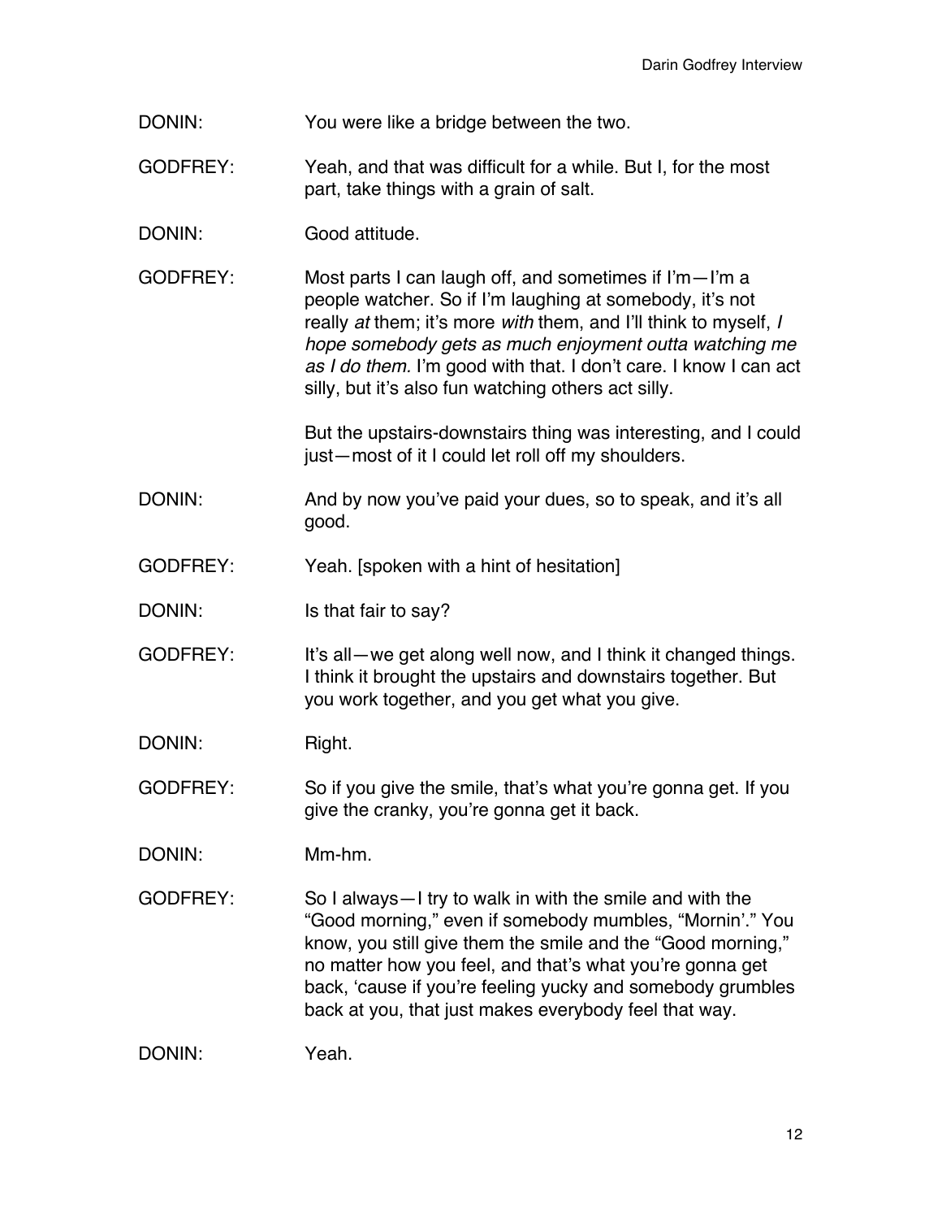DONIN: You were like a bridge between the two.

GODFREY: Yeah, and that was difficult for a while. But I, for the most part, take things with a grain of salt.

DONIN: Good attitude.

GODFREY: Most parts I can laugh off, and sometimes if I'm—I'm a people watcher. So if I'm laughing at somebody, it's not really *at* them; it's more *with* them, and I'll think to myself, *I hope somebody gets as much enjoyment outta watching me as I do them.* I'm good with that. I don't care. I know I can act silly, but it's also fun watching others act silly.

But the upstairs-downstairs thing was interesting, and I could just—most of it I could let roll off my shoulders.

DONIN: And by now you've paid your dues, so to speak, and it's all good.

GODFREY: Yeah. [spoken with a hint of hesitation]

DONIN: Is that fair to say?

GODFREY: It's all—we get along well now, and I think it changed things. I think it brought the upstairs and downstairs together. But you work together, and you get what you give.

DONIN: Right.

GODFREY: So if you give the smile, that's what you're gonna get. If you give the cranky, you're gonna get it back.

DONIN: Mm-hm.

GODFREY: So I always—I try to walk in with the smile and with the "Good morning," even if somebody mumbles, "Mornin'." You know, you still give them the smile and the "Good morning," no matter how you feel, and that's what you're gonna get back, 'cause if you're feeling yucky and somebody grumbles back at you, that just makes everybody feel that way.

DONIN: Yeah.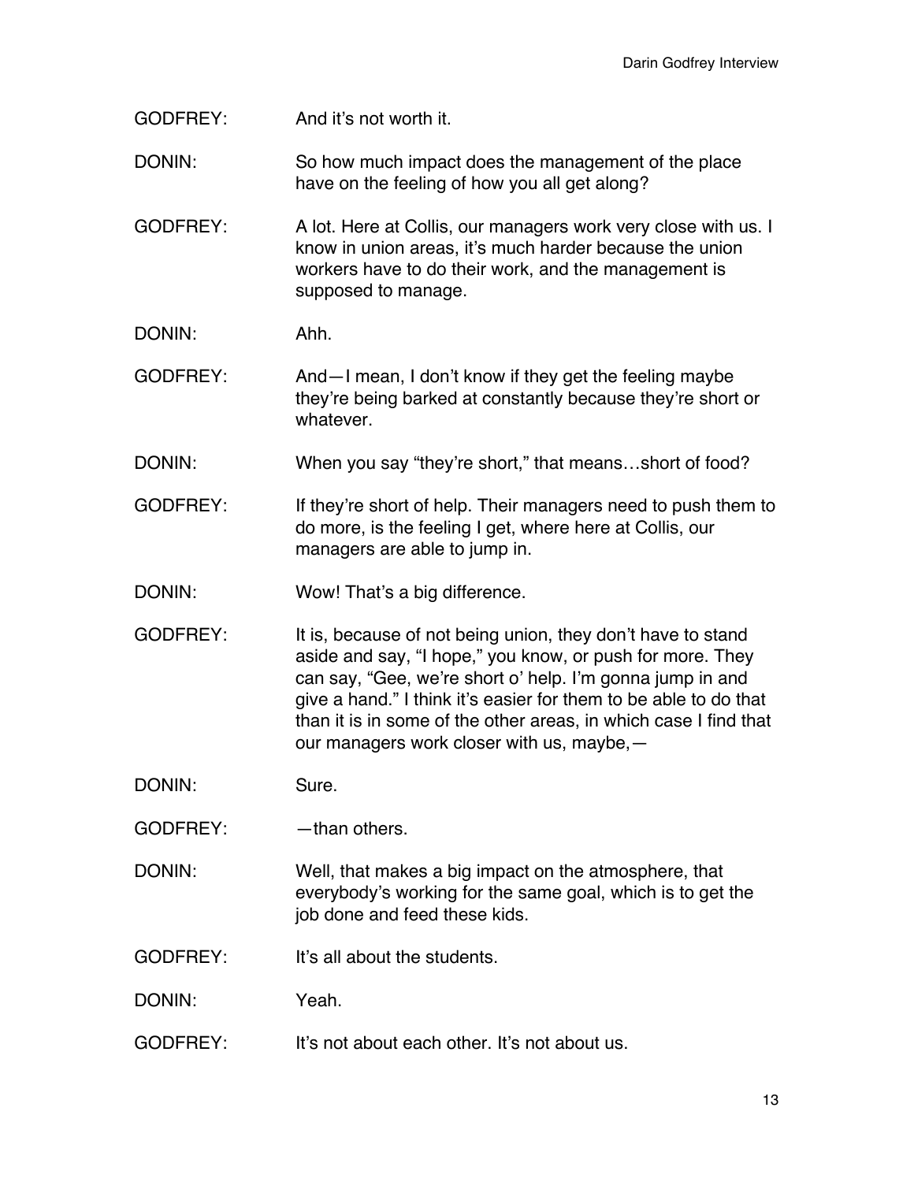GODFREY: And it's not worth it.

DONIN: So how much impact does the management of the place have on the feeling of how you all get along?

GODFREY: A lot. Here at Collis, our managers work very close with us. I know in union areas, it's much harder because the union workers have to do their work, and the management is supposed to manage.

DONIN: Ahh.

GODFREY: And—I mean, I don't know if they get the feeling maybe they're being barked at constantly because they're short or whatever.

DONIN: When you say "they're short," that means…short of food?

GODFREY: If they're short of help. Their managers need to push them to do more, is the feeling I get, where here at Collis, our managers are able to jump in.

DONIN: Wow! That's a big difference.

GODFREY: It is, because of not being union, they don't have to stand aside and say, "I hope," you know, or push for more. They can say, "Gee, we're short o' help. I'm gonna jump in and give a hand." I think it's easier for them to be able to do that than it is in some of the other areas, in which case I find that our managers work closer with us, maybe,—

DONIN: Sure.

GODFREY: —than others.

DONIN: Well, that makes a big impact on the atmosphere, that everybody's working for the same goal, which is to get the job done and feed these kids.

GODFREY: It's all about the students.

DONIN: Yeah.

GODFREY: It's not about each other. It's not about us.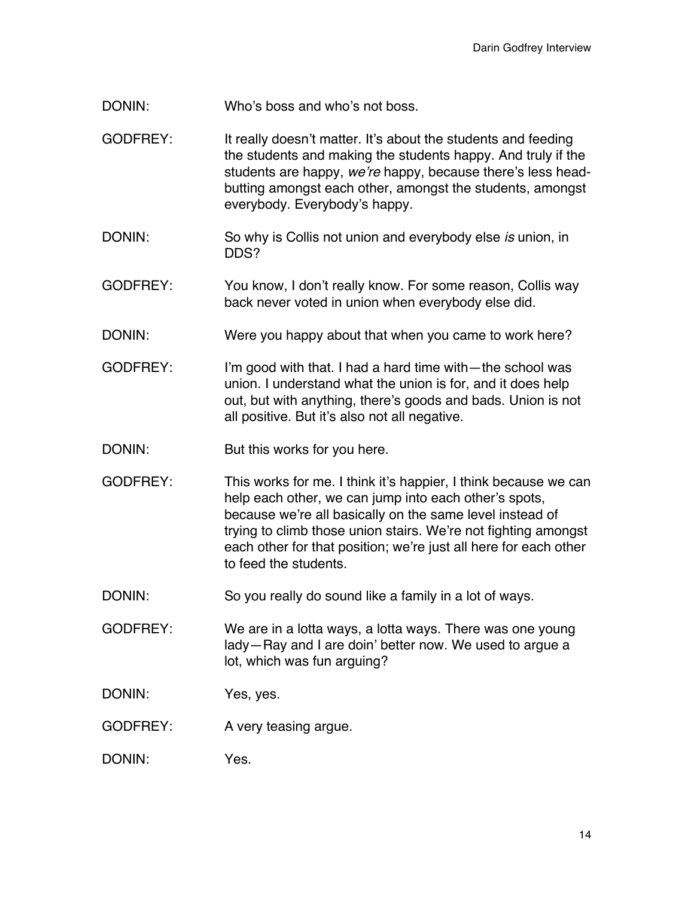DONIN: Who's boss and who's not boss.

GODFREY: It really doesn't matter. It's about the students and feeding the students and making the students happy. And truly if the students are happy, *we're* happy, because there's less head-butting amongst each other, amongst the students, amongst everybody. Everybody's happy.

DONIN: So why is Collis not union and everybody else *is* union, in DDS?

GODFREY: You know, I don't really know. For some reason, Collis way back never voted in union when everybody else did.

DONIN: Were you happy about that when you came to work here?

GODFREY: I'm good with that. I had a hard time with—the school was union. I understand what the union is for, and it does help out, but with anything, there's goods and bads. Union is not all positive. But it's also not all negative.

DONIN: But this works for you here.

GODFREY: This works for me. I think it's happier, I think because we can help each other, we can jump into each other's spots, because we're all basically on the same level instead of trying to climb those union stairs. We're not fighting amongst each other for that position; we're just all here for each other to feed the students.

DONIN: So you really do sound like a family in a lot of ways.

GODFREY: We are in a lotta ways, a lotta ways. There was one young lady—Ray and I are doin' better now. We used to argue a lot, which was fun arguing?

DONIN: Yes, yes.

GODFREY: A very teasing argue.

DONIN: Yes.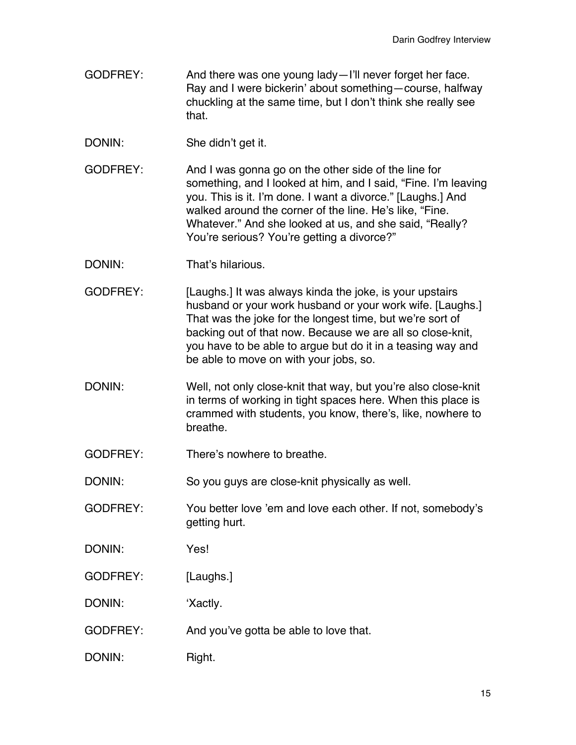GODFREY: And there was one young lady—I'll never forget her face. Ray and I were bickerin' about something—course, halfway chuckling at the same time, but I don't think she really see that.

DONIN: She didn't get it.

GODFREY: And I was gonna go on the other side of the line for something, and I looked at him, and I said, "Fine. I'm leaving you. This is it. I'm done. I want a divorce." [Laughs.] And walked around the corner of the line. He's like, "Fine. Whatever." And she looked at us, and she said, "Really? You're serious? You're getting a divorce?"

DONIN: That's hilarious.

GODFREY: [Laughs.] It was always kinda the joke, is your upstairs husband or your work husband or your work wife. [Laughs.] That was the joke for the longest time, but we're sort of backing out of that now. Because we are all so close-knit, you have to be able to argue but do it in a teasing way and be able to move on with your jobs, so.

DONIN: Well, not only close-knit that way, but you're also close-knit in terms of working in tight spaces here. When this place is crammed with students, you know, there's, like, nowhere to breathe.

GODFREY: There's nowhere to breathe.

DONIN: So you guys are close-knit physically as well.

GODFREY: You better love 'em and love each other. If not, somebody's getting hurt.

DONIN: Yes!

GODFREY: [Laughs.]

DONIN: 'Xactly.

GODFREY: And you've gotta be able to love that.

DONIN: Right.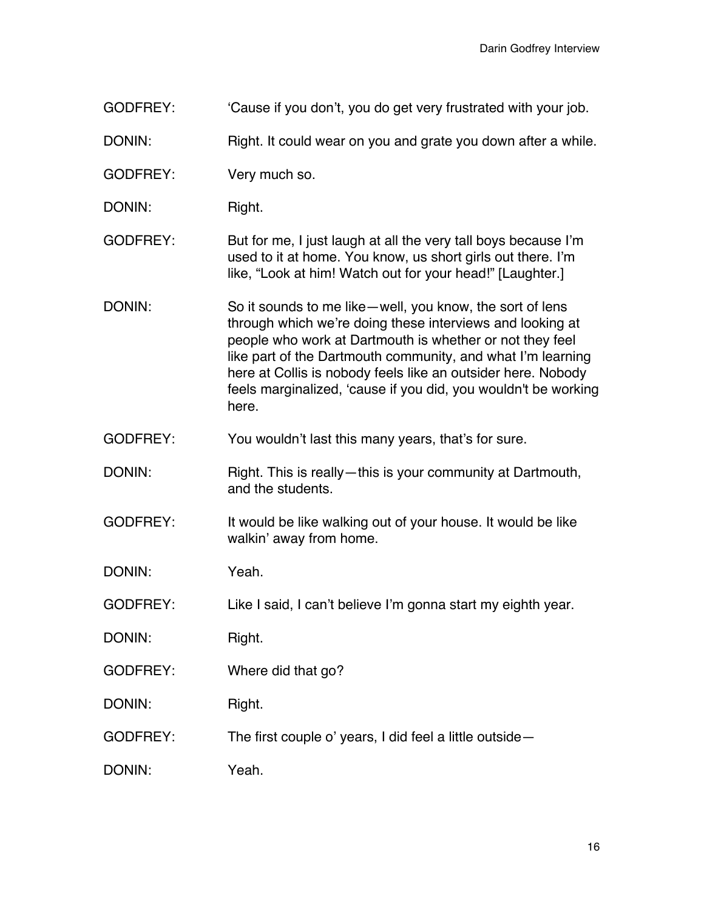GODFREY: 'Cause if you don't, you do get very frustrated with your job.

DONIN: Right. It could wear on you and grate you down after a while.

GODFREY: Very much so.

DONIN: Right.

GODFREY: But for me, I just laugh at all the very tall boys because I'm used to it at home. You know, us short girls out there. I'm like, "Look at him! Watch out for your head!" [Laughter.]

DONIN: So it sounds to me like—well, you know, the sort of lens through which we're doing these interviews and looking at people who work at Dartmouth is whether or not they feel like part of the Dartmouth community, and what I'm learning here at Collis is nobody feels like an outsider here. Nobody feels marginalized, 'cause if you did, you wouldn't be working here.

GODFREY: You wouldn't last this many years, that's for sure.

DONIN: Right. This is really—this is your community at Dartmouth, and the students.

GODFREY: It would be like walking out of your house. It would be like walkin' away from home.

DONIN: Yeah.

GODFREY: Like I said, I can't believe I'm gonna start my eighth year.

DONIN: Right.

GODFREY: Where did that go?

DONIN: Right.

GODFREY: The first couple o' years, I did feel a little outside—

DONIN: Yeah.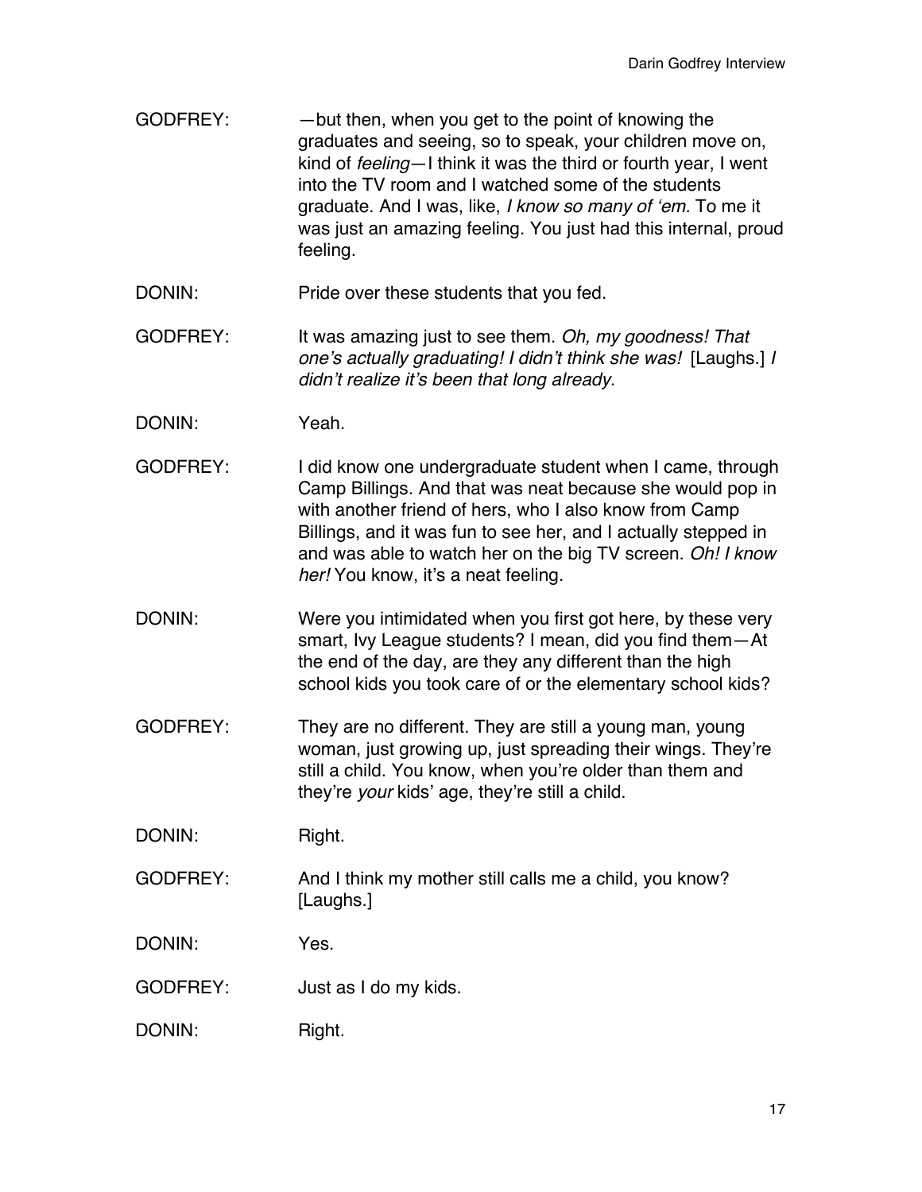GODFREY: —but then, when you get to the point of knowing the graduates and seeing, so to speak, your children move on, kind of *feeling*—I think it was the third or fourth year, I went into the TV room and I watched some of the students graduate. And I was, like, *I know so many of 'em.* To me it was just an amazing feeling. You just had this internal, proud feeling.

DONIN: Pride over these students that you fed.

GODFREY: It was amazing just to see them. *Oh, my goodness! That one's actually graduating! I didn't think she was!* [Laughs.] *I didn't realize it's been that long already.*

DONIN: Yeah.

GODFREY: I did know one undergraduate student when I came, through Camp Billings. And that was neat because she would pop in with another friend of hers, who I also know from Camp Billings, and it was fun to see her, and I actually stepped in and was able to watch her on the big TV screen. *Oh! I know her!* You know, it's a neat feeling.

DONIN: Were you intimidated when you first got here, by these very smart, Ivy League students? I mean, did you find them—At the end of the day, are they any different than the high school kids you took care of or the elementary school kids?

GODFREY: They are no different. They are still a young man, young woman, just growing up, just spreading their wings. They're still a child. You know, when you're older than them and they're *your* kids' age, they're still a child.

DONIN: Right.

GODFREY: And I think my mother still calls me a child, you know? [Laughs.]

DONIN: Yes.

GODFREY: Just as I do my kids.

DONIN: Right.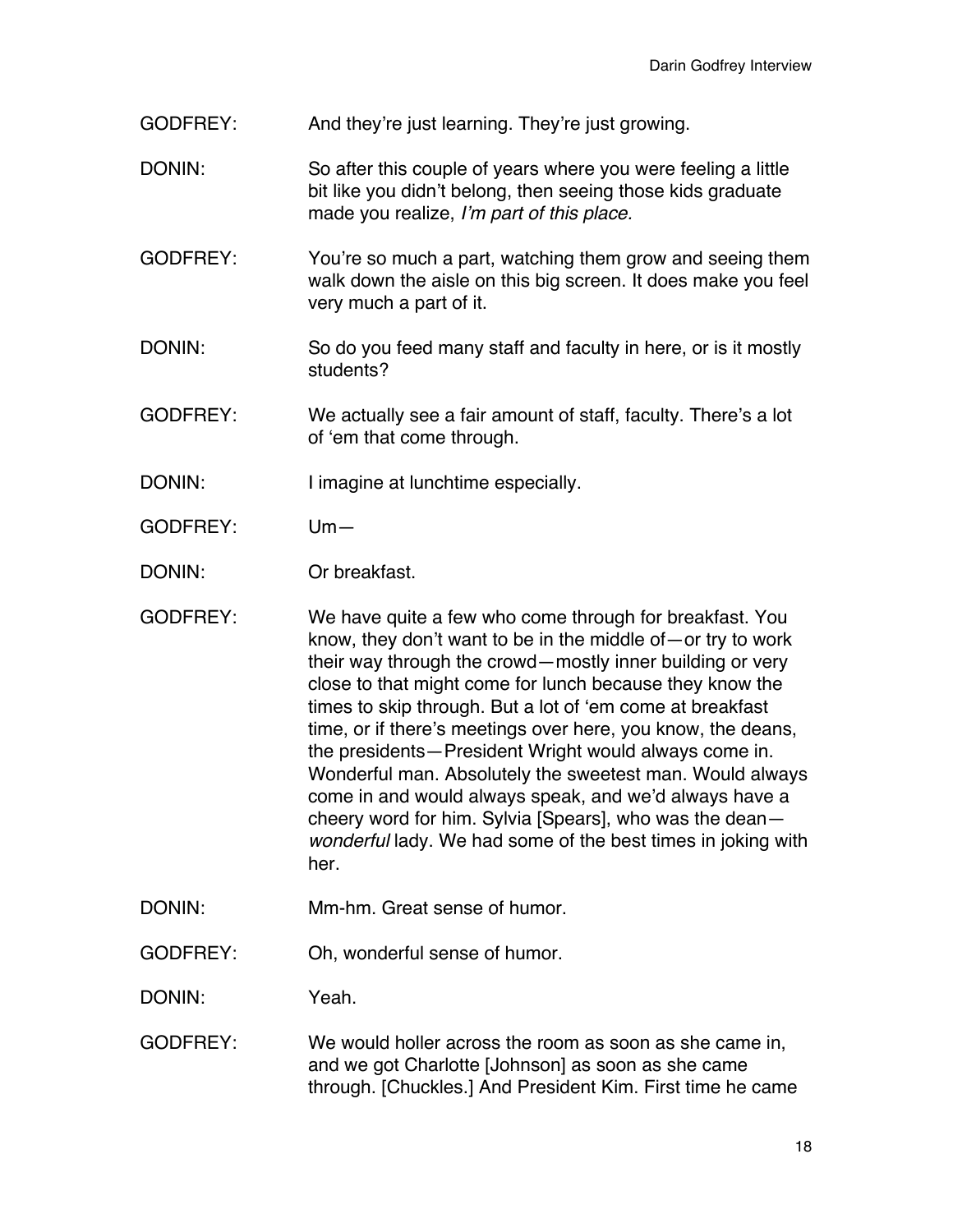GODFREY: And they're just learning. They're just growing.

DONIN: So after this couple of years where you were feeling a little bit like you didn't belong, then seeing those kids graduate made you realize, *I'm part of this place.*

GODFREY: You're so much a part, watching them grow and seeing them walk down the aisle on this big screen. It does make you feel very much a part of it.

DONIN: So do you feed many staff and faculty in here, or is it mostly students?

GODFREY: We actually see a fair amount of staff, faculty. There's a lot of 'em that come through.

DONIN: I imagine at lunchtime especially.

GODFREY: Um—

DONIN: Or breakfast.

GODFREY: We have quite a few who come through for breakfast. You know, they don't want to be in the middle of—or try to work their way through the crowd—mostly inner building or very close to that might come for lunch because they know the times to skip through. But a lot of 'em come at breakfast time, or if there's meetings over here, you know, the deans, the presidents—President Wright would always come in. Wonderful man. Absolutely the sweetest man. Would always come in and would always speak, and we'd always have a cheery word for him. Sylvia [Spears], who was the dean—*wonderful* lady. We had some of the best times in joking with her.

DONIN: Mm-hm. Great sense of humor.

GODFREY: Oh, wonderful sense of humor.

DONIN: Yeah.

GODFREY: We would holler across the room as soon as she came in, and we got Charlotte [Johnson] as soon as she came through. [Chuckles.] And President Kim. First time he came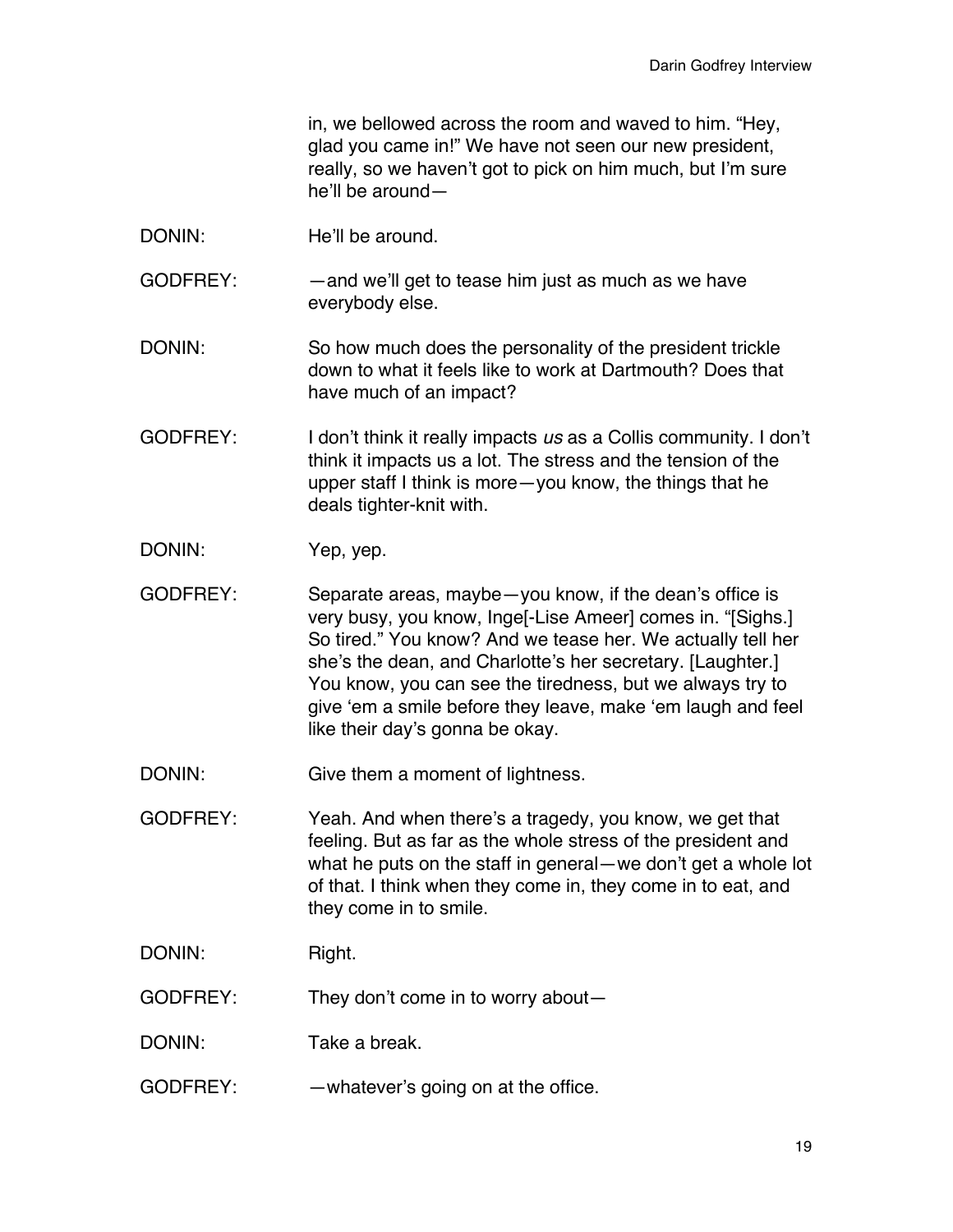in, we bellowed across the room and waved to him. "Hey, glad you came in!" We have not seen our new president, really, so we haven't got to pick on him much, but I'm sure he'll be around—

DONIN: He'll be around.

GODFREY: —and we'll get to tease him just as much as we have everybody else.

DONIN: So how much does the personality of the president trickle down to what it feels like to work at Dartmouth? Does that have much of an impact?

GODFREY: I don't think it really impacts *us* as a Collis community. I don't think it impacts us a lot. The stress and the tension of the upper staff I think is more—you know, the things that he deals tighter-knit with.

DONIN: Yep, yep.

GODFREY: Separate areas, maybe—you know, if the dean's office is very busy, you know, Inge[-Lise Ameer] comes in. "[Sighs.] So tired." You know? And we tease her. We actually tell her she's the dean, and Charlotte's her secretary. [Laughter.] You know, you can see the tiredness, but we always try to give 'em a smile before they leave, make 'em laugh and feel like their day's gonna be okay.

DONIN: Give them a moment of lightness.

GODFREY: Yeah. And when there's a tragedy, you know, we get that feeling. But as far as the whole stress of the president and what he puts on the staff in general—we don't get a whole lot of that. I think when they come in, they come in to eat, and they come in to smile.

DONIN: Right.

GODFREY: They don't come in to worry about—

DONIN: Take a break.

GODFREY: —whatever's going on at the office.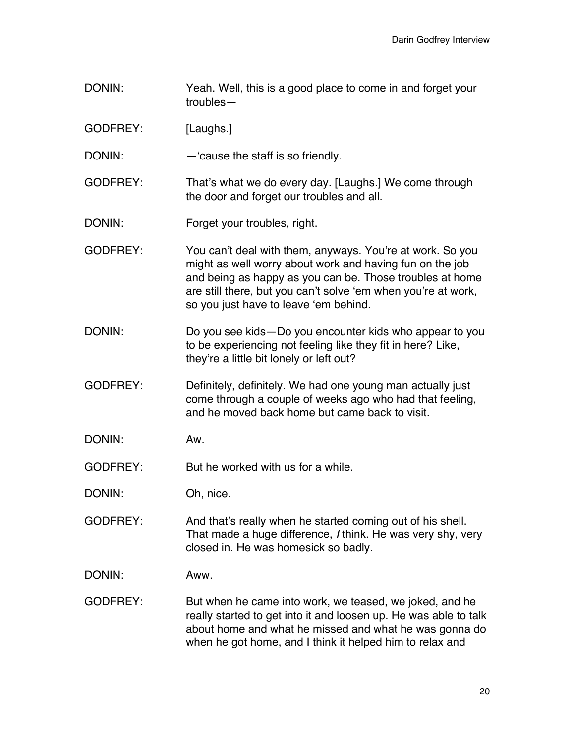DONIN: Yeah. Well, this is a good place to come in and forget your troubles—

GODFREY: [Laughs.]

DONIN: —'cause the staff is so friendly.

GODFREY: That's what we do every day. [Laughs.] We come through the door and forget our troubles and all.

DONIN: Forget your troubles, right.

GODFREY: You can't deal with them, anyways. You're at work. So you might as well worry about work and having fun on the job and being as happy as you can be. Those troubles at home are still there, but you can't solve 'em when you're at work, so you just have to leave 'em behind.

DONIN: Do you see kids—Do you encounter kids who appear to you to be experiencing not feeling like they fit in here? Like, they're a little bit lonely or left out?

GODFREY: Definitely, definitely. We had one young man actually just come through a couple of weeks ago who had that feeling, and he moved back home but came back to visit.

DONIN: Aw.

GODFREY: But he worked with us for a while.

DONIN: Oh, nice.

GODFREY: And that's really when he started coming out of his shell. That made a huge difference, *I* think. He was very shy, very closed in. He was homesick so badly.

DONIN: Aww.

GODFREY: But when he came into work, we teased, we joked, and he really started to get into it and loosen up. He was able to talk about home and what he missed and what he was gonna do when he got home, and I think it helped him to relax and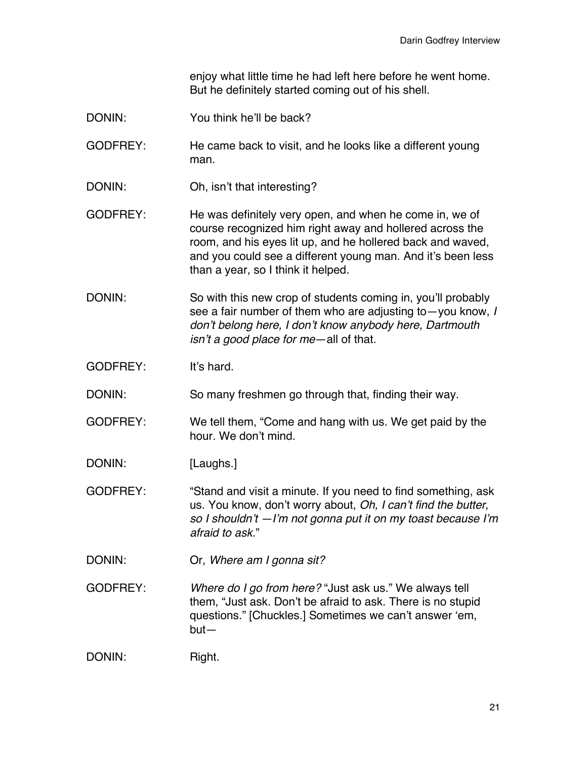enjoy what little time he had left here before he went home. But he definitely started coming out of his shell.

DONIN: You think he'll be back?

GODFREY: He came back to visit, and he looks like a different young man.

DONIN: Oh, isn't that interesting?

GODFREY: He was definitely very open, and when he come in, we of course recognized him right away and hollered across the room, and his eyes lit up, and he hollered back and waved, and you could see a different young man. And it's been less than a year, so I think it helped.

DONIN: So with this new crop of students coming in, you'll probably see a fair number of them who are adjusting to—you know, *I don't belong here, I don't know anybody here, Dartmouth isn't a good place for me*—all of that.

GODFREY: It's hard.

DONIN: So many freshmen go through that, finding their way.

GODFREY: We tell them, "Come and hang with us. We get paid by the hour. We don't mind.

DONIN: [Laughs.]

GODFREY: "Stand and visit a minute. If you need to find something, ask us. You know, don't worry about, *Oh, I can't find the butter, so I shouldn't —I'm not gonna put it on my toast because I'm afraid to ask.*"

DONIN: Or, *Where am I gonna sit?*

GODFREY: *Where do I go from here?* "Just ask us." We always tell them, "Just ask. Don't be afraid to ask. There is no stupid questions." [Chuckles.] Sometimes we can't answer 'em, but—

DONIN: Right.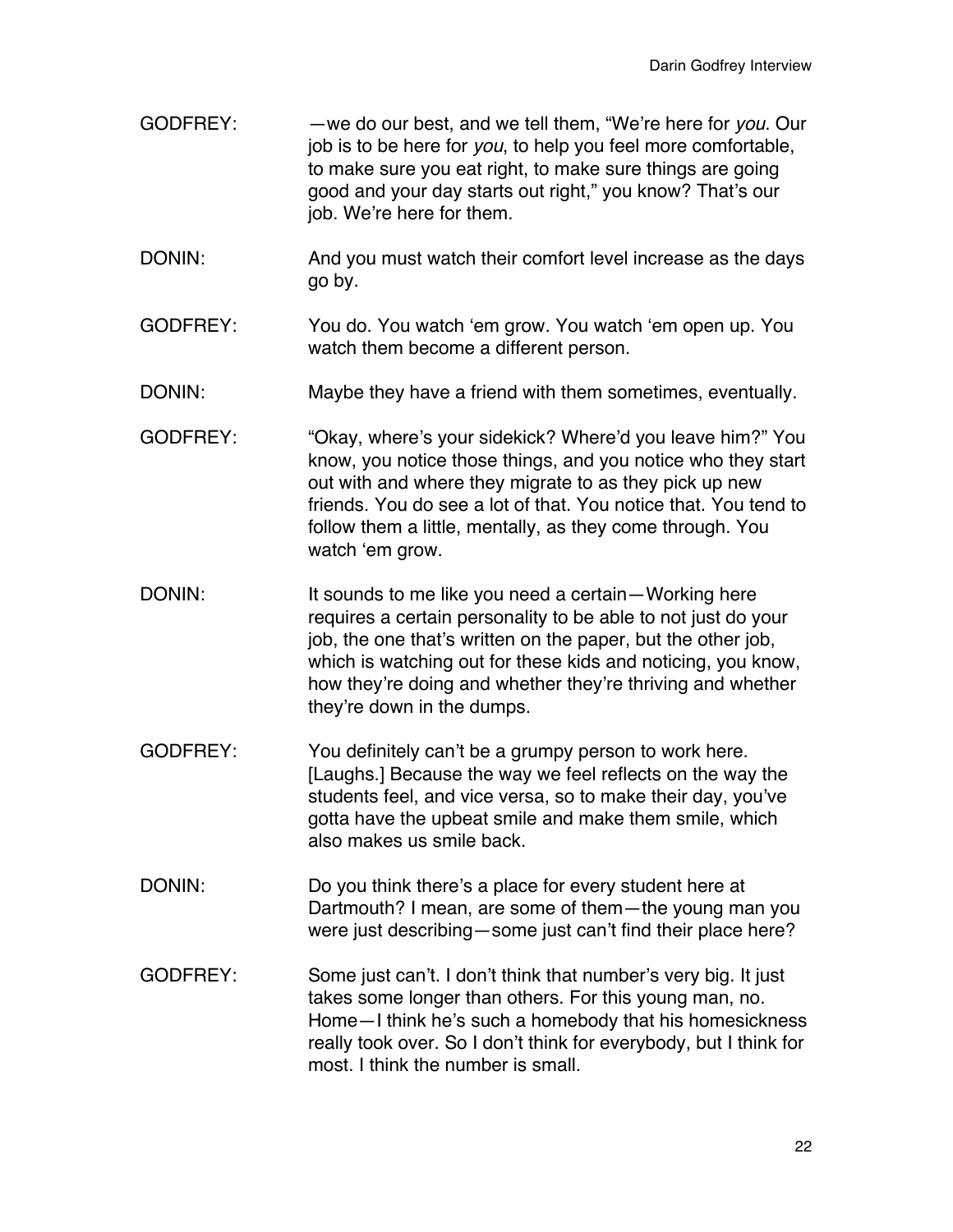GODFREY: —we do our best, and we tell them, "We're here for *you*. Our job is to be here for *you*, to help you feel more comfortable, to make sure you eat right, to make sure things are going good and your day starts out right," you know? That's our job. We're here for them.

DONIN: And you must watch their comfort level increase as the days go by.

GODFREY: You do. You watch 'em grow. You watch 'em open up. You watch them become a different person.

DONIN: Maybe they have a friend with them sometimes, eventually.

GODFREY: "Okay, where's your sidekick? Where'd you leave him?" You know, you notice those things, and you notice who they start out with and where they migrate to as they pick up new friends. You do see a lot of that. You notice that. You tend to follow them a little, mentally, as they come through. You watch 'em grow.

DONIN: It sounds to me like you need a certain—Working here requires a certain personality to be able to not just do your job, the one that's written on the paper, but the other job, which is watching out for these kids and noticing, you know, how they're doing and whether they're thriving and whether they're down in the dumps.

GODFREY: You definitely can't be a grumpy person to work here. [Laughs.] Because the way we feel reflects on the way the students feel, and vice versa, so to make their day, you've gotta have the upbeat smile and make them smile, which also makes us smile back.

DONIN: Do you think there's a place for every student here at Dartmouth? I mean, are some of them—the young man you were just describing—some just can't find their place here?

GODFREY: Some just can't. I don't think that number's very big. It just takes some longer than others. For this young man, no. Home—I think he's such a homebody that his homesickness really took over. So I don't think for everybody, but I think for most. I think the number is small.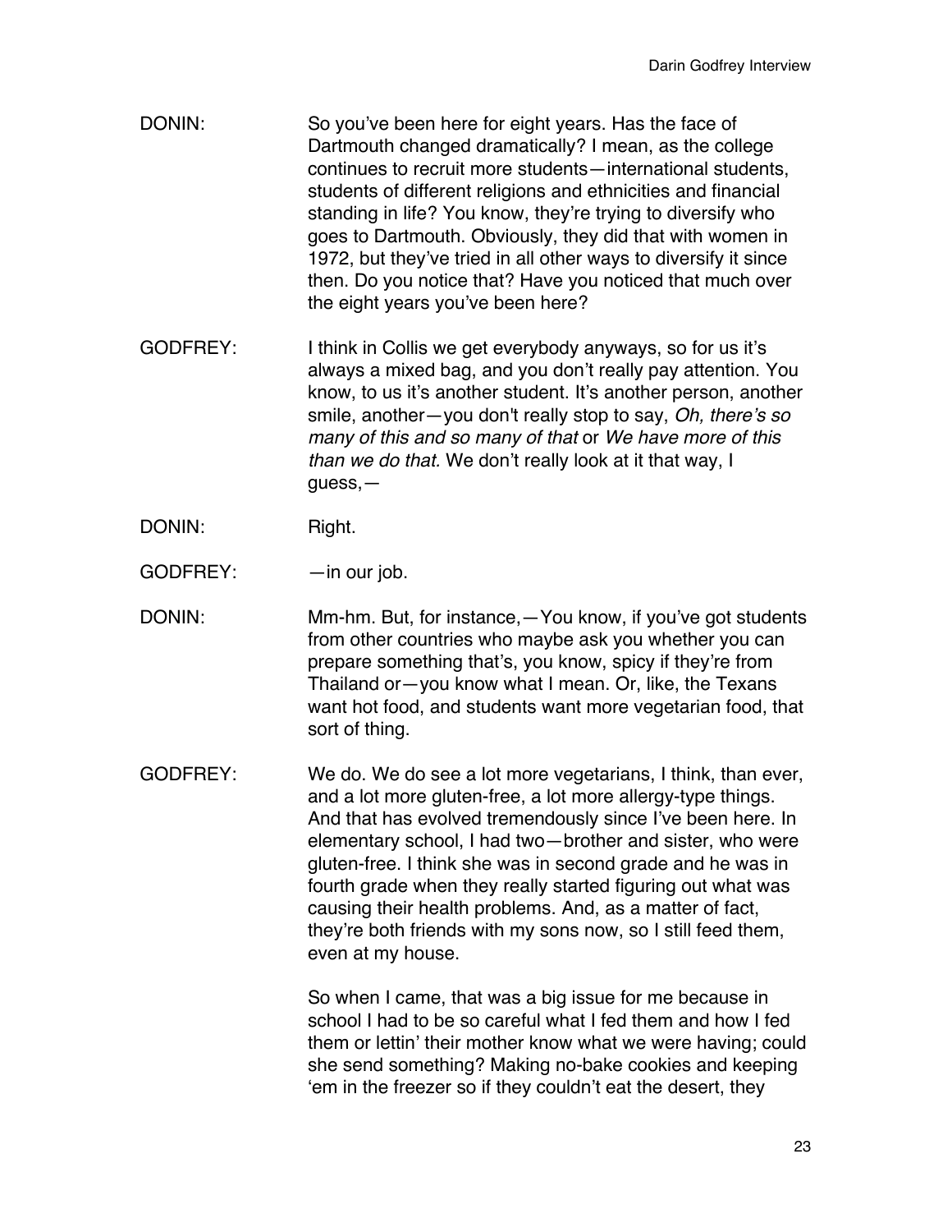DONIN: So you've been here for eight years. Has the face of Dartmouth changed dramatically? I mean, as the college continues to recruit more students—international students, students of different religions and ethnicities and financial standing in life? You know, they're trying to diversify who goes to Dartmouth. Obviously, they did that with women in 1972, but they've tried in all other ways to diversify it since then. Do you notice that? Have you noticed that much over the eight years you've been here?

GODFREY: I think in Collis we get everybody anyways, so for us it's always a mixed bag, and you don't really pay attention. You know, to us it's another student. It's another person, another smile, another—you don't really stop to say, *Oh, there's so many of this and so many of that* or *We have more of this than we do that.* We don't really look at it that way, I guess,—

DONIN: Right.

GODFREY: —in our job.

DONIN: Mm-hm. But, for instance,—You know, if you've got students from other countries who maybe ask you whether you can prepare something that's, you know, spicy if they're from Thailand or—you know what I mean. Or, like, the Texans want hot food, and students want more vegetarian food, that sort of thing.

GODFREY: We do. We do see a lot more vegetarians, I think, than ever, and a lot more gluten-free, a lot more allergy-type things. And that has evolved tremendously since I've been here. In elementary school, I had two—brother and sister, who were gluten-free. I think she was in second grade and he was in fourth grade when they really started figuring out what was causing their health problems. And, as a matter of fact, they're both friends with my sons now, so I still feed them, even at my house.

So when I came, that was a big issue for me because in school I had to be so careful what I fed them and how I fed them or lettin' their mother know what we were having; could she send something? Making no-bake cookies and keeping 'em in the freezer so if they couldn't eat the desert, they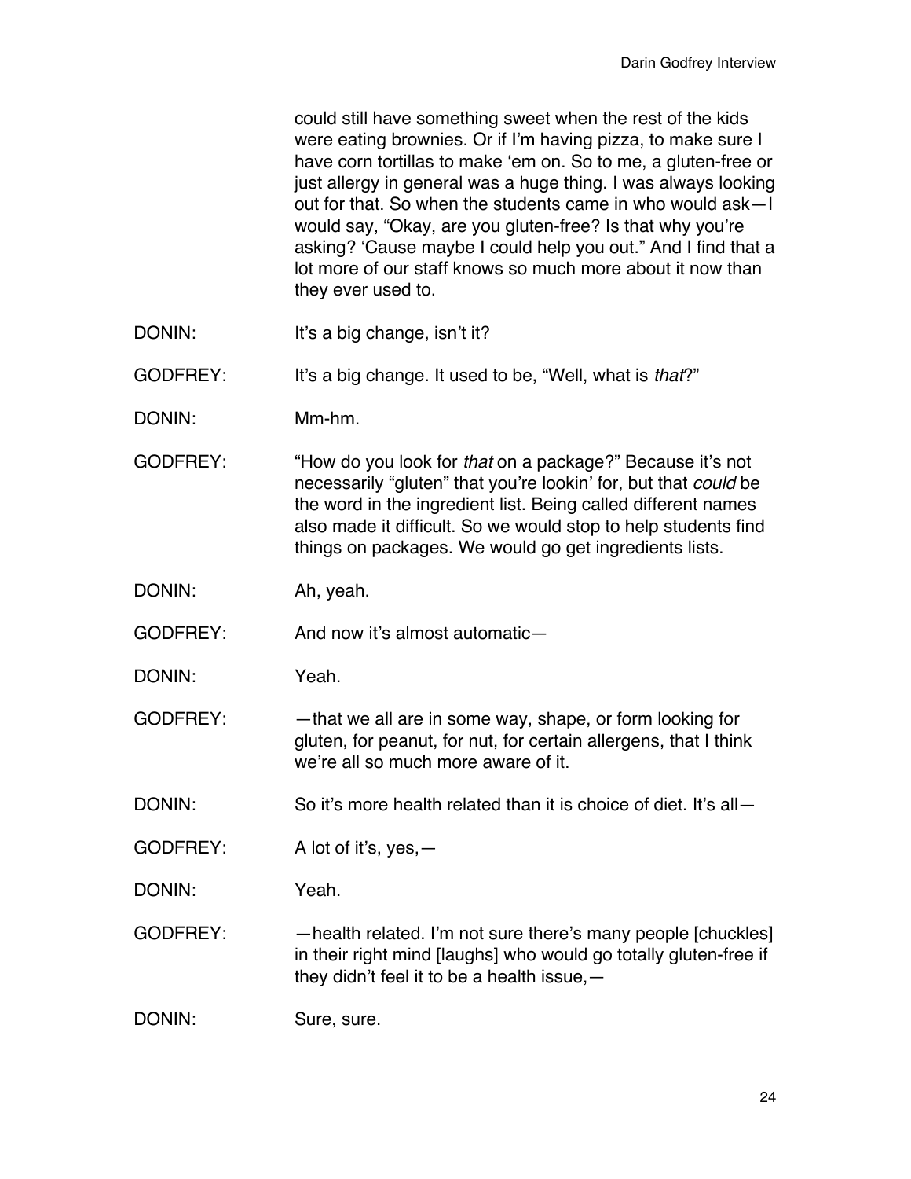could still have something sweet when the rest of the kids were eating brownies. Or if I'm having pizza, to make sure I have corn tortillas to make 'em on. So to me, a gluten-free or just allergy in general was a huge thing. I was always looking out for that. So when the students came in who would ask—I would say, "Okay, are you gluten-free? Is that why you're asking? 'Cause maybe I could help you out." And I find that a lot more of our staff knows so much more about it now than they ever used to.

DONIN: It's a big change, isn't it?

GODFREY: It's a big change. It used to be, "Well, what is *that*?"

DONIN: Mm-hm.

GODFREY: "How do you look for *that* on a package?" Because it's not necessarily "gluten" that you're lookin' for, but that *could* be the word in the ingredient list. Being called different names also made it difficult. So we would stop to help students find things on packages. We would go get ingredients lists.

DONIN: Ah, yeah.

GODFREY: And now it's almost automatic—

DONIN: Yeah.

GODFREY: —that we all are in some way, shape, or form looking for gluten, for peanut, for nut, for certain allergens, that I think we're all so much more aware of it.

DONIN: So it's more health related than it is choice of diet. It's all—

GODFREY: A lot of it's, yes,—

DONIN: Yeah.

GODFREY: —health related. I'm not sure there's many people [chuckles] in their right mind [laughs] who would go totally gluten-free if they didn't feel it to be a health issue,—

DONIN: Sure, sure.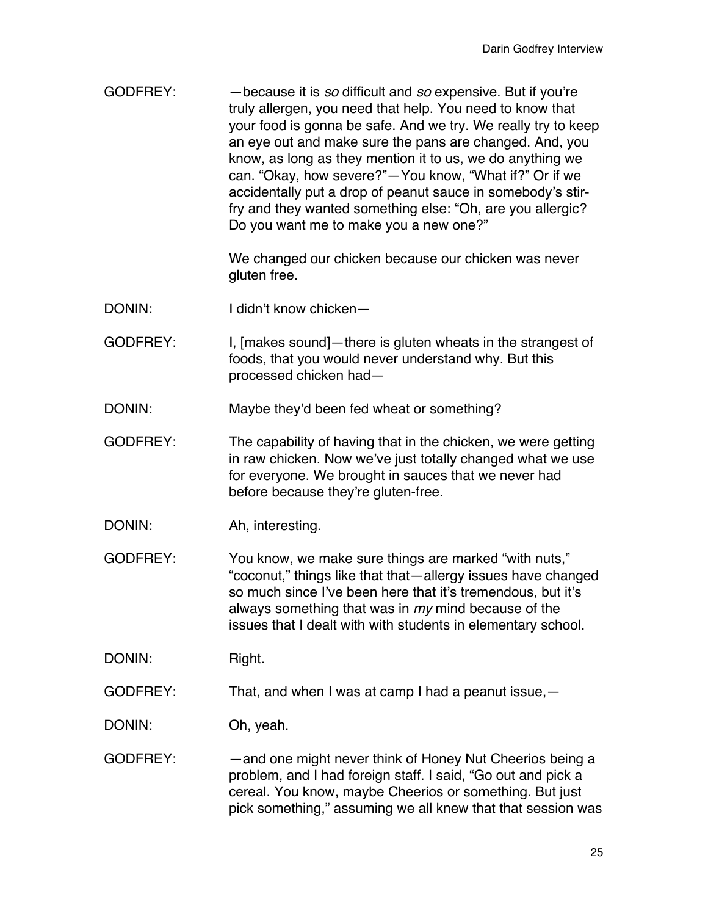GODFREY: —because it is *so* difficult and *so* expensive. But if you're truly allergen, you need that help. You need to know that your food is gonna be safe. And we try. We really try to keep an eye out and make sure the pans are changed. And, you know, as long as they mention it to us, we do anything we can. "Okay, how severe?"—You know, "What if?" Or if we accidentally put a drop of peanut sauce in somebody's stir-fry and they wanted something else: "Oh, are you allergic? Do you want me to make you a new one?"

We changed our chicken because our chicken was never gluten free.

DONIN: I didn't know chicken—

GODFREY: I, [makes sound]—there is gluten wheats in the strangest of foods, that you would never understand why. But this processed chicken had—

DONIN: Maybe they'd been fed wheat or something?

GODFREY: The capability of having that in the chicken, we were getting in raw chicken. Now we've just totally changed what we use for everyone. We brought in sauces that we never had before because they're gluten-free.

DONIN: Ah, interesting.

GODFREY: You know, we make sure things are marked "with nuts," "coconut," things like that that—allergy issues have changed so much since I've been here that it's tremendous, but it's always something that was in *my* mind because of the issues that I dealt with with students in elementary school.

DONIN: Right.

GODFREY: That, and when I was at camp I had a peanut issue,—

DONIN: Oh, yeah.

GODFREY: —and one might never think of Honey Nut Cheerios being a problem, and I had foreign staff. I said, "Go out and pick a cereal. You know, maybe Cheerios or something. But just pick something," assuming we all knew that that session was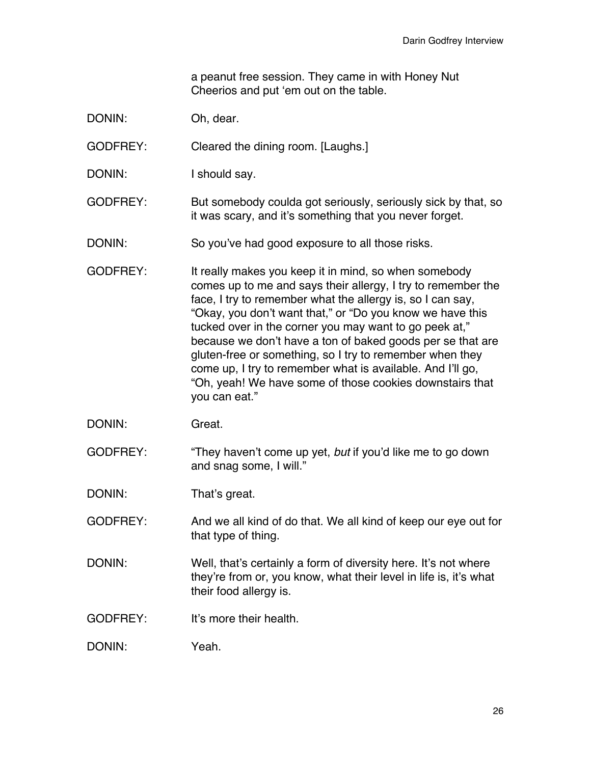a peanut free session. They came in with Honey Nut Cheerios and put 'em out on the table.

DONIN: Oh, dear.

GODFREY: Cleared the dining room. [Laughs.]

DONIN: I should say.

GODFREY: But somebody coulda got seriously, seriously sick by that, so it was scary, and it's something that you never forget.

DONIN: So you've had good exposure to all those risks.

GODFREY: It really makes you keep it in mind, so when somebody comes up to me and says their allergy, I try to remember the face, I try to remember what the allergy is, so I can say, "Okay, you don't want that," or "Do you know we have this tucked over in the corner you may want to go peek at," because we don't have a ton of baked goods per se that are gluten-free or something, so I try to remember when they come up, I try to remember what is available. And I'll go, "Oh, yeah! We have some of those cookies downstairs that you can eat."

DONIN: Great.

GODFREY: "They haven't come up yet, *but* if you'd like me to go down and snag some, I will."

DONIN: That's great.

GODFREY: And we all kind of do that. We all kind of keep our eye out for that type of thing.

DONIN: Well, that's certainly a form of diversity here. It's not where they're from or, you know, what their level in life is, it's what their food allergy is.

GODFREY: It's more their health.

DONIN: Yeah.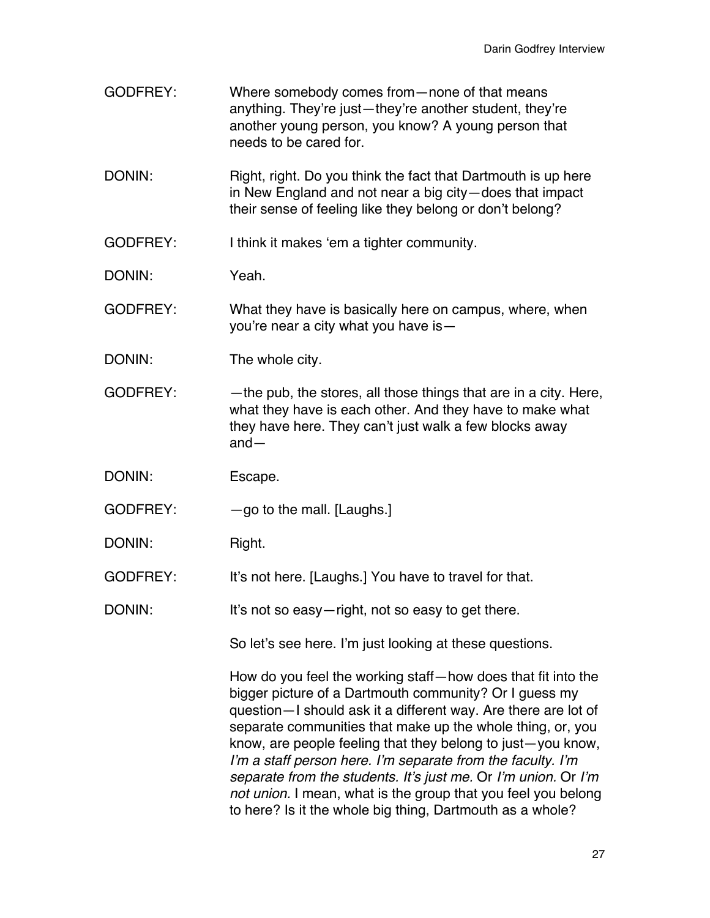GODFREY: Where somebody comes from—none of that means anything. They're just—they're another student, they're another young person, you know? A young person that needs to be cared for.

DONIN: Right, right. Do you think the fact that Dartmouth is up here in New England and not near a big city—does that impact their sense of feeling like they belong or don't belong?

GODFREY: I think it makes 'em a tighter community.

DONIN: Yeah.

GODFREY: What they have is basically here on campus, where, when you're near a city what you have is—

DONIN: The whole city.

GODFREY: —the pub, the stores, all those things that are in a city. Here, what they have is each other. And they have to make what they have here. They can't just walk a few blocks away and—

DONIN: Escape.

GODFREY: —go to the mall. [Laughs.]

DONIN: Right.

GODFREY: It's not here. [Laughs.] You have to travel for that.

DONIN: It's not so easy—right, not so easy to get there.

So let's see here. I'm just looking at these questions.

How do you feel the working staff—how does that fit into the bigger picture of a Dartmouth community? Or I guess my question—I should ask it a different way. Are there are lot of separate communities that make up the whole thing, or, you know, are people feeling that they belong to just—you know, *I'm a staff person here. I'm separate from the faculty. I'm separate from the students. It's just me.* Or *I'm union.* Or *I'm not union.* I mean, what is the group that you feel you belong to here? Is it the whole big thing, Dartmouth as a whole?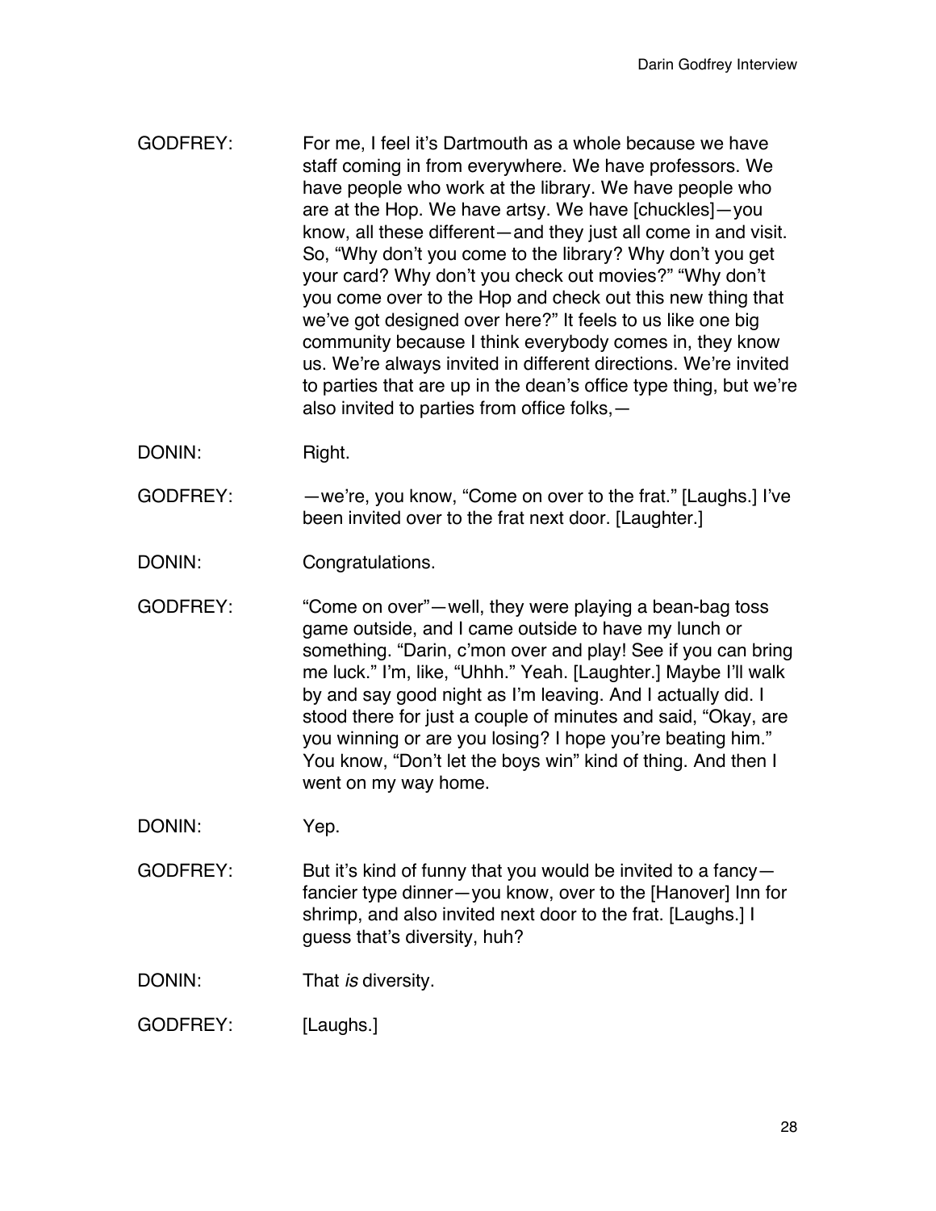GODFREY: For me, I feel it's Dartmouth as a whole because we have staff coming in from everywhere. We have professors. We have people who work at the library. We have people who are at the Hop. We have artsy. We have [chuckles]—you know, all these different—and they just all come in and visit. So, "Why don't you come to the library? Why don't you get your card? Why don't you check out movies?" "Why don't you come over to the Hop and check out this new thing that we've got designed over here?" It feels to us like one big community because I think everybody comes in, they know us. We're always invited in different directions. We're invited to parties that are up in the dean's office type thing, but we're also invited to parties from office folks,—

DONIN: Right.

GODFREY: —we're, you know, "Come on over to the frat." [Laughs.] I've been invited over to the frat next door. [Laughter.]

DONIN: Congratulations.

GODFREY: "Come on over"—well, they were playing a bean-bag toss game outside, and I came outside to have my lunch or something. "Darin, c'mon over and play! See if you can bring me luck." I'm, like, "Uhhh." Yeah. [Laughter.] Maybe I'll walk by and say good night as I'm leaving. And I actually did. I stood there for just a couple of minutes and said, "Okay, are you winning or are you losing? I hope you're beating him." You know, "Don't let the boys win" kind of thing. And then I went on my way home.

DONIN: Yep.

GODFREY: But it's kind of funny that you would be invited to a fancy—fancier type dinner—you know, over to the [Hanover] Inn for shrimp, and also invited next door to the frat. [Laughs.] I guess that's diversity, huh?

DONIN: That *is* diversity.

GODFREY: [Laughs.]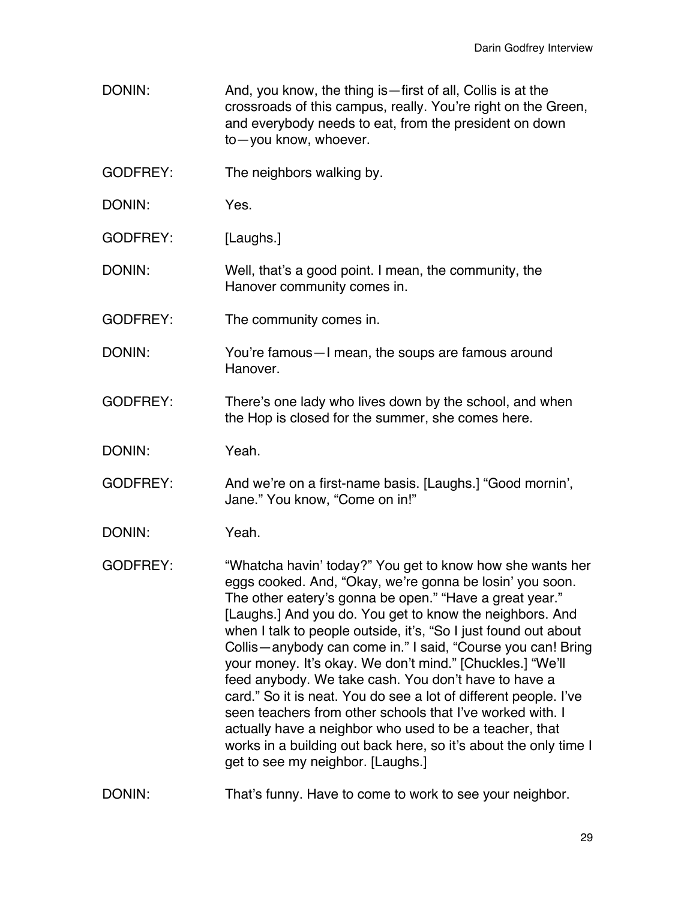DONIN: And, you know, the thing is—first of all, Collis is at the crossroads of this campus, really. You're right on the Green, and everybody needs to eat, from the president on down to—you know, whoever.

GODFREY: The neighbors walking by.

DONIN: Yes.

GODFREY: [Laughs.]

DONIN: Well, that's a good point. I mean, the community, the Hanover community comes in.

GODFREY: The community comes in.

DONIN: You're famous—I mean, the soups are famous around Hanover.

GODFREY: There's one lady who lives down by the school, and when the Hop is closed for the summer, she comes here.

DONIN: Yeah.

GODFREY: And we're on a first-name basis. [Laughs.] "Good mornin', Jane." You know, "Come on in!"

DONIN: Yeah.

GODFREY: "Whatcha havin' today?" You get to know how she wants her eggs cooked. And, "Okay, we're gonna be losin' you soon. The other eatery's gonna be open." "Have a great year." [Laughs.] And you do. You get to know the neighbors. And when I talk to people outside, it's, "So I just found out about Collis—anybody can come in." I said, "Course you can! Bring your money. It's okay. We don't mind." [Chuckles.] "We'll feed anybody. We take cash. You don't have to have a card." So it is neat. You do see a lot of different people. I've seen teachers from other schools that I've worked with. I actually have a neighbor who used to be a teacher, that works in a building out back here, so it's about the only time I get to see my neighbor. [Laughs.]

DONIN: That's funny. Have to come to work to see your neighbor.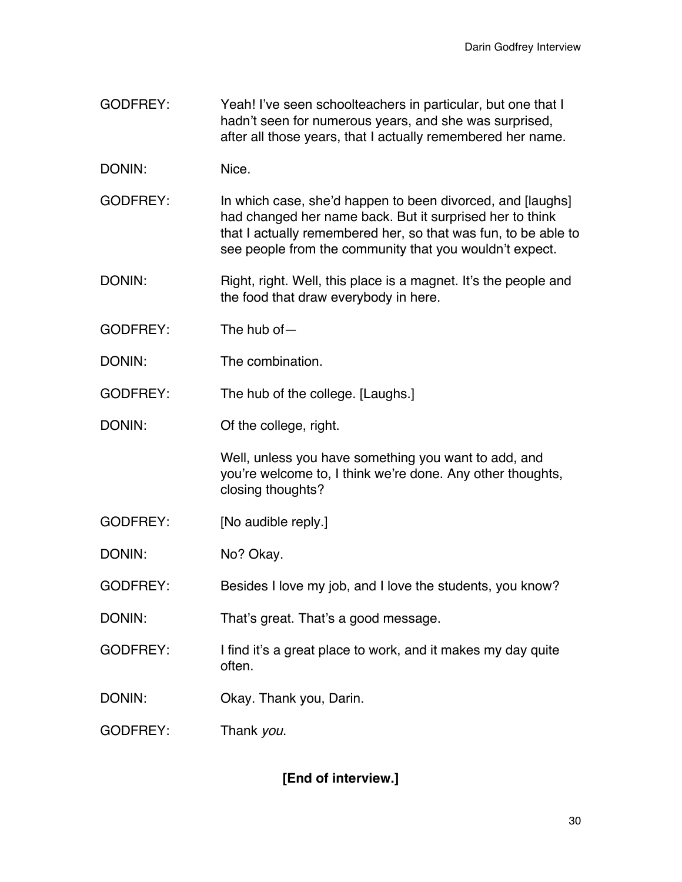GODFREY: Yeah! I've seen schoolteachers in particular, but one that I hadn't seen for numerous years, and she was surprised, after all those years, that I actually remembered her name.

DONIN: Nice.

GODFREY: In which case, she'd happen to been divorced, and [laughs] had changed her name back. But it surprised her to think that I actually remembered her, so that was fun, to be able to see people from the community that you wouldn't expect.

DONIN: Right, right. Well, this place is a magnet. It's the people and the food that draw everybody in here.

GODFREY: The hub of—

DONIN: The combination.

GODFREY: The hub of the college. [Laughs.]

DONIN: Of the college, right.

Well, unless you have something you want to add, and you're welcome to, I think we're done. Any other thoughts, closing thoughts?

GODFREY: [No audible reply.]

DONIN: No? Okay.

GODFREY: Besides I love my job, and I love the students, you know?

DONIN: That's great. That's a good message.

GODFREY: I find it's a great place to work, and it makes my day quite often.

DONIN: Okay. Thank you, Darin.

GODFREY: Thank *you*.

**[End of interview.]**